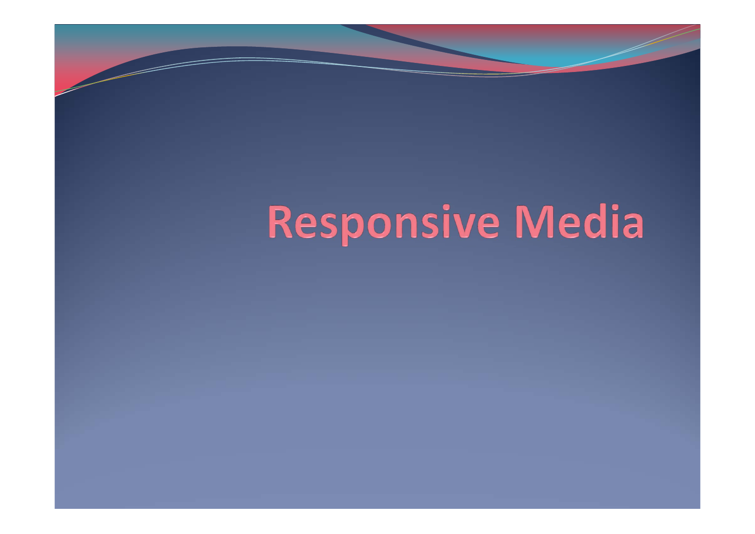# Responsive Media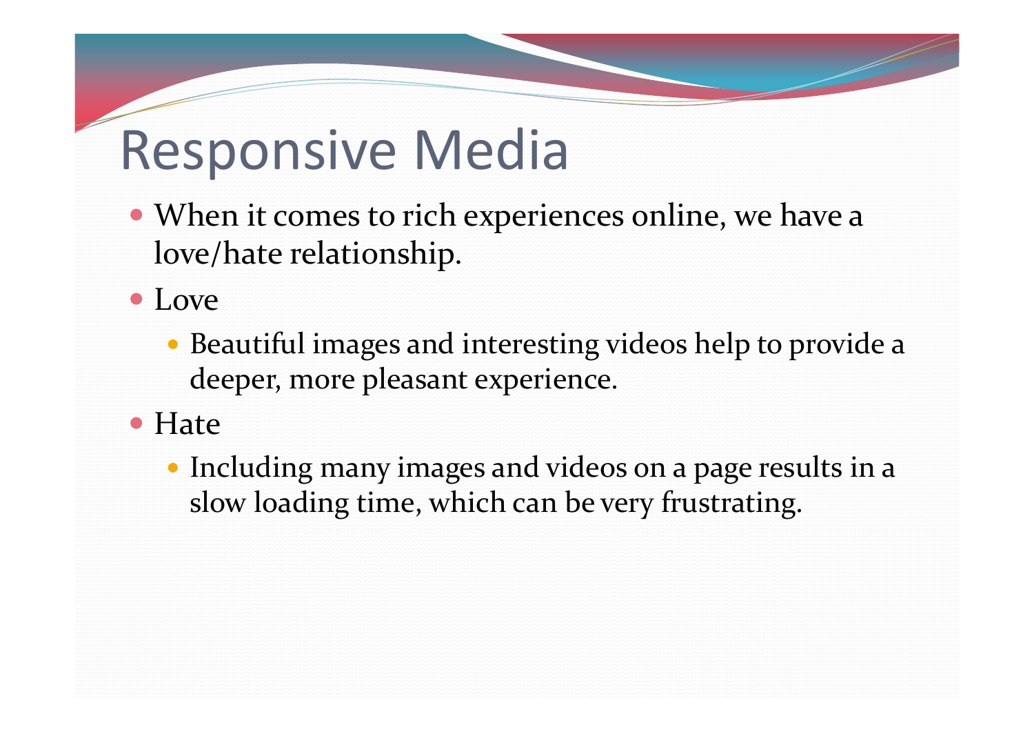# Responsive Media

- When it comes to rich experiences online, we have a love/hate relationship.
- Love
  - Beautiful images and interesting videos help to provide a deeper, more pleasant experience.
- Hate
  - Including many images and videos on a page results in a slow loading time, which can be very frustrating.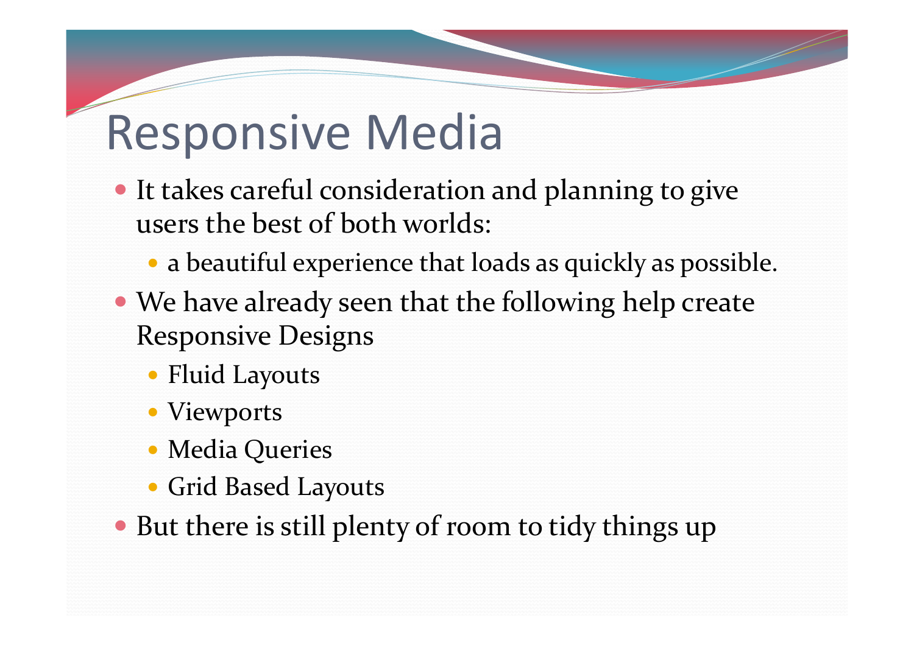# Responsive Media

- It takes careful consideration and planning to give users the best of both worlds:
  - a beautiful experience that loads as quickly as possible.
- We have already seen that the following help create Responsive Designs
  - Fluid Layouts
  - Viewports
  - Media Queries
  - Grid Based Layouts
- But there is still plenty of room to tidy things up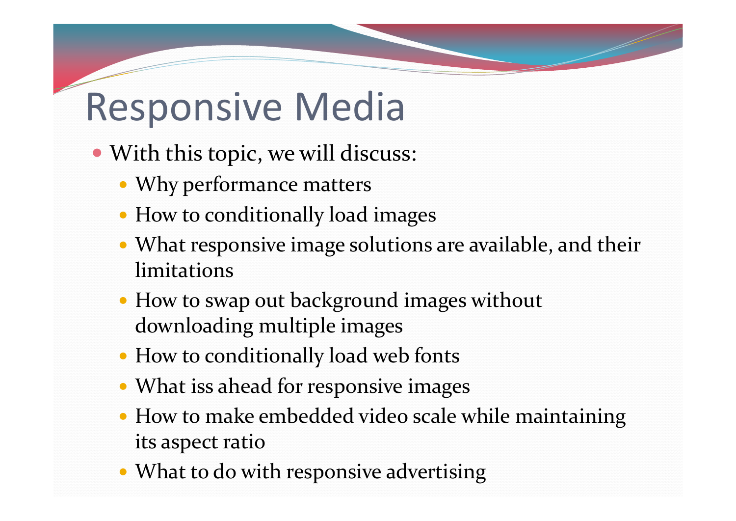# Responsive Media

- With this topic, we will discuss:
  - Why performance matters
  - How to conditionally load images
  - What responsive image solutions are available, and their limitations
  - How to swap out background images without downloading multiple images
  - How to conditionally load web fonts
  - What iss ahead for responsive images
  - How to make embedded video scale while maintaining its aspect ratio
  - What to do with responsive advertising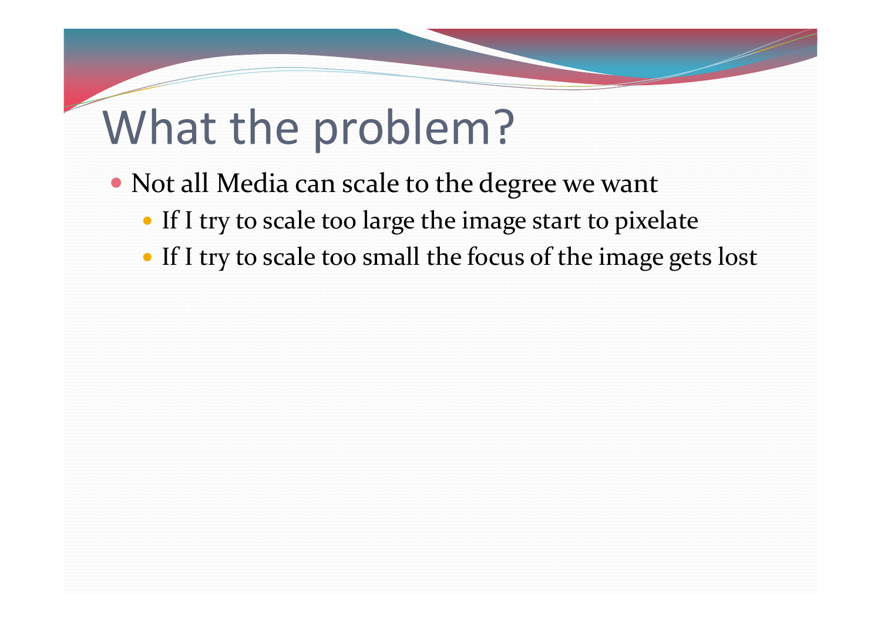# What the problem?

- Not all Media can scale to the degree we want
  - If I try to scale too large the image start to pixelate
  - If I try to scale too small the focus of the image gets lost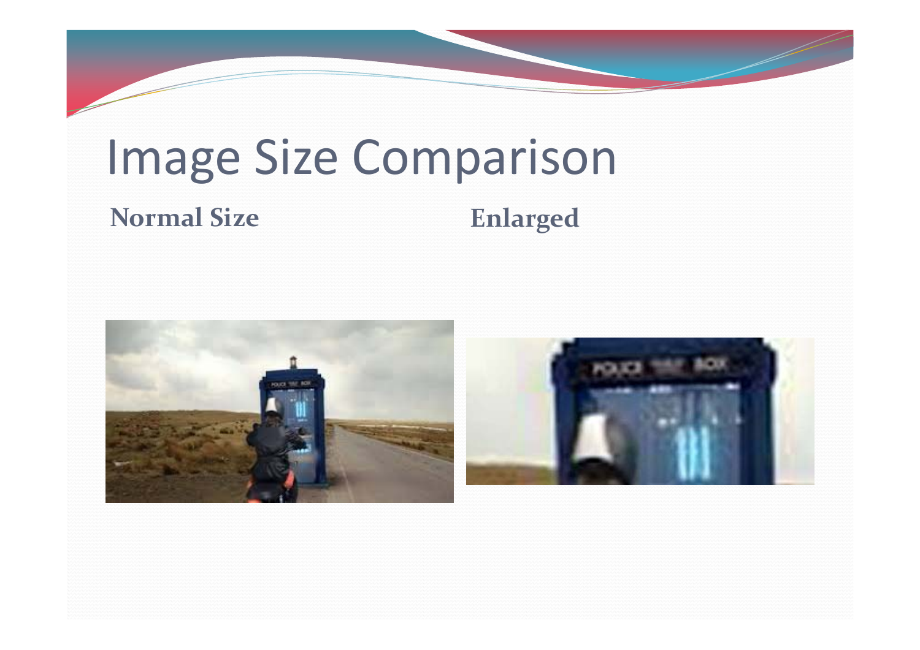# Image Size Comparison

**Normal Size**

**Enlarged**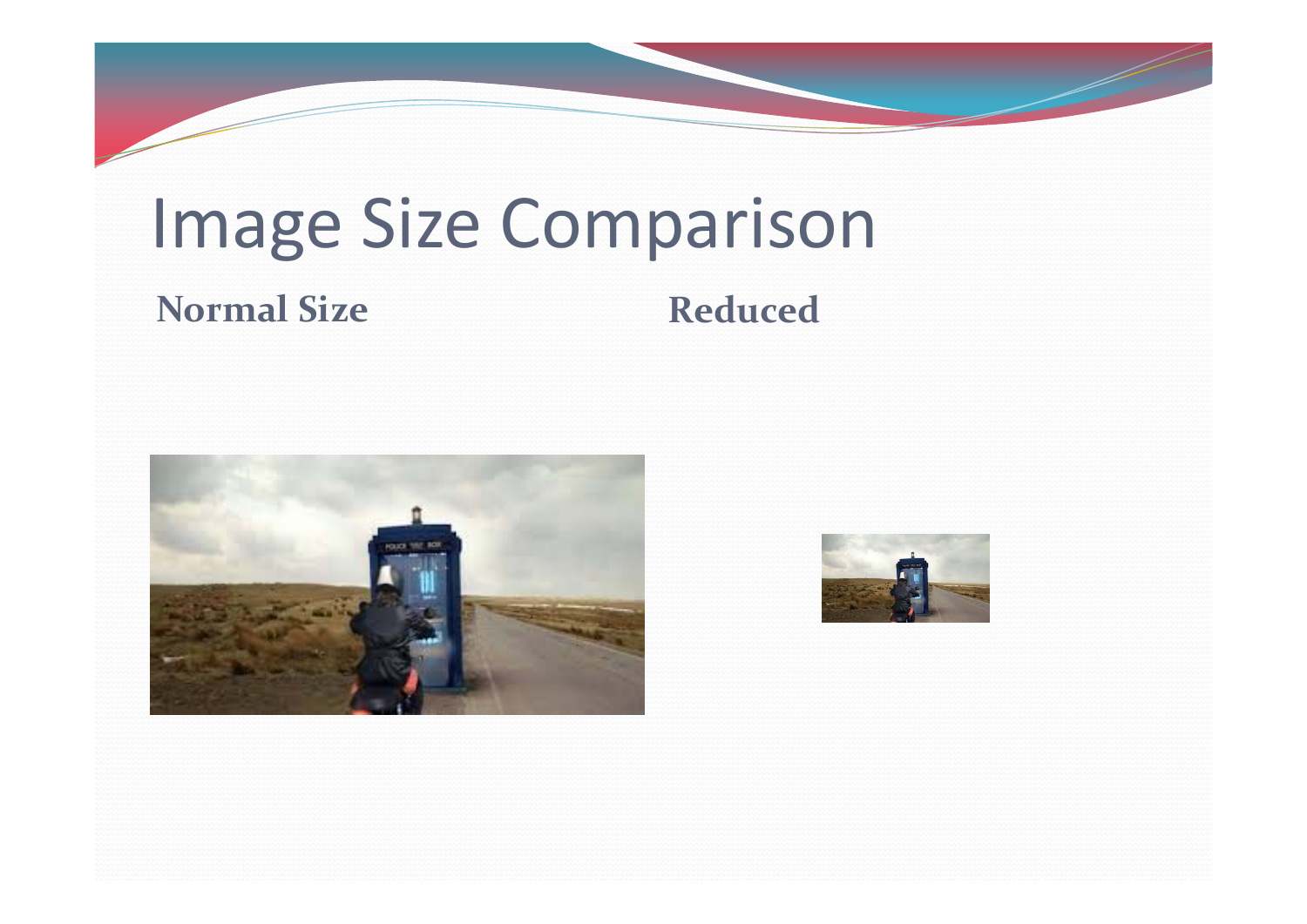# Image Size Comparison

**Normal Size**

**Reduced**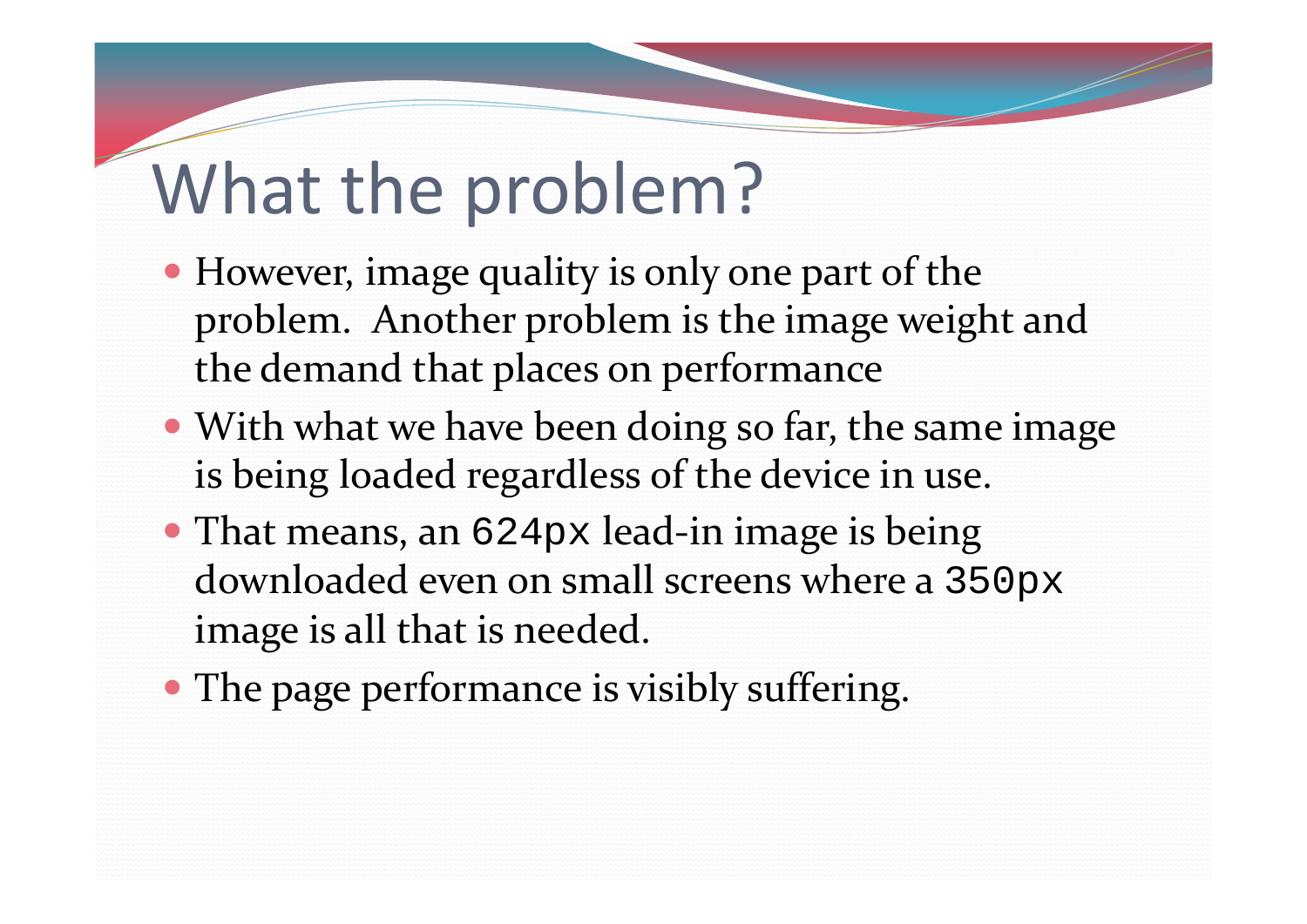# What the problem?

- However, image quality is only one part of the problem. Another problem is the image weight and the demand that places on performance
- With what we have been doing so far, the same image is being loaded regardless of the device in use.
- That means, an `624px` lead-in image is being downloaded even on small screens where a `350px` image is all that is needed.
- The page performance is visibly suffering.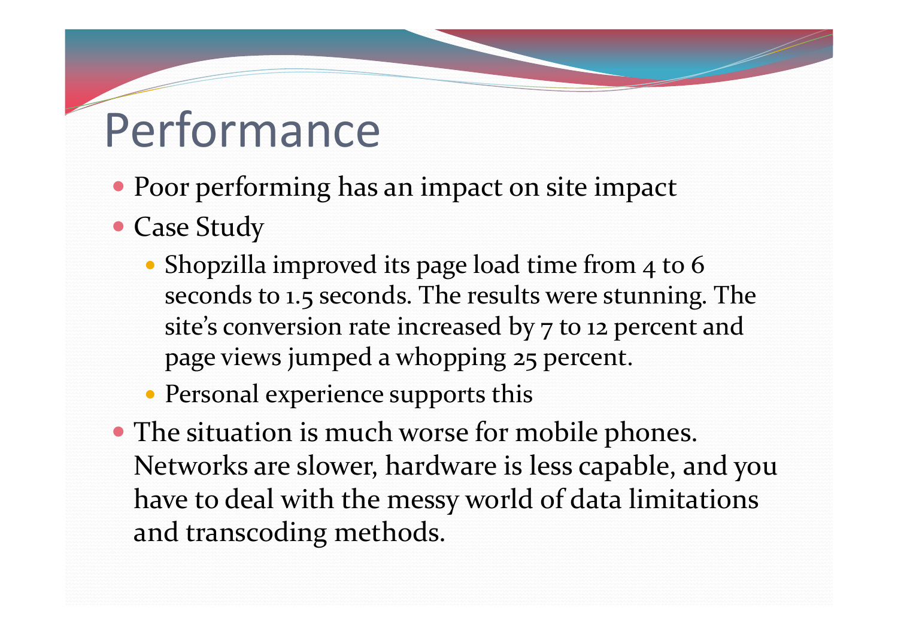# Performance

- Poor performing has an impact on site impact
- Case Study
  - Shopzilla improved its page load time from 4 to 6 seconds to 1.5 seconds. The results were stunning. The site's conversion rate increased by 7 to 12 percent and page views jumped a whopping 25 percent.
  - Personal experience supports this
- The situation is much worse for mobile phones. Networks are slower, hardware is less capable, and you have to deal with the messy world of data limitations and transcoding methods.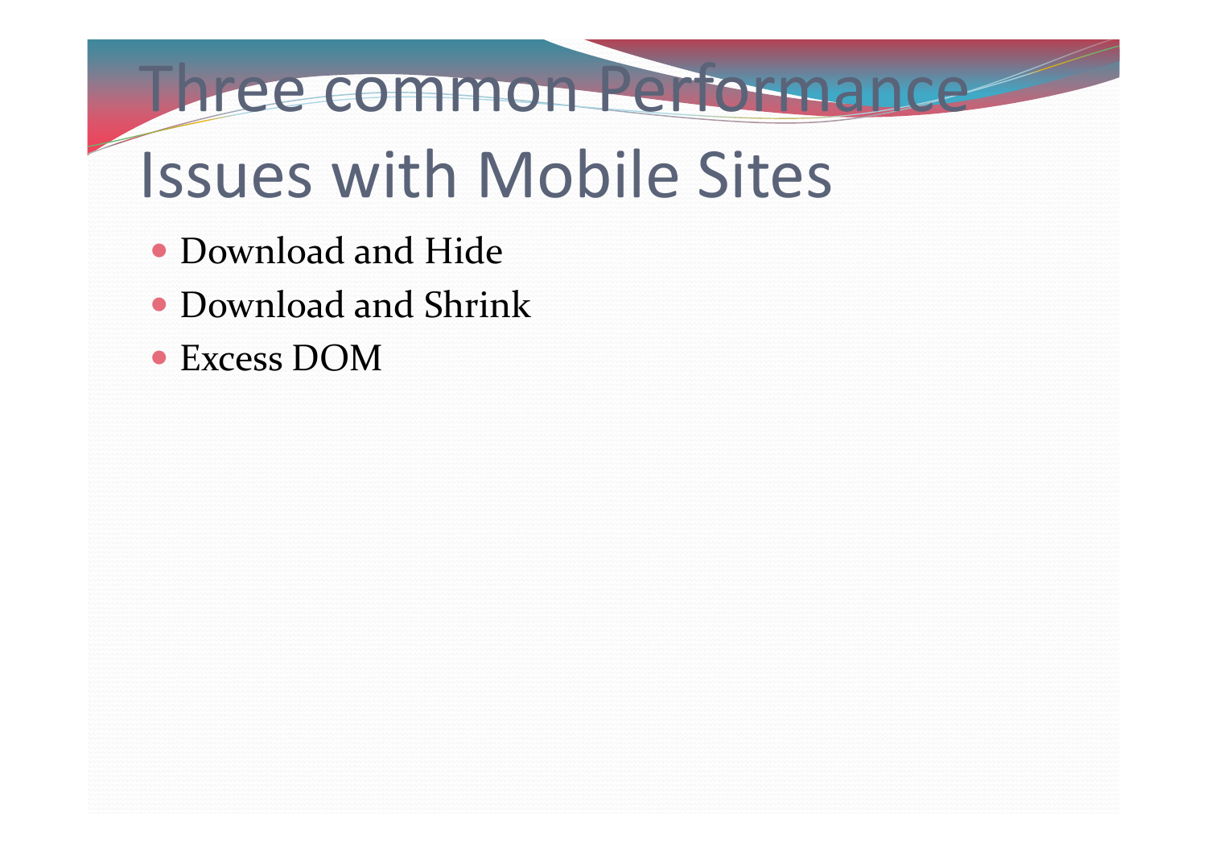# Three common Performance Issues with Mobile Sites

- Download and Hide
- Download and Shrink
- Excess DOM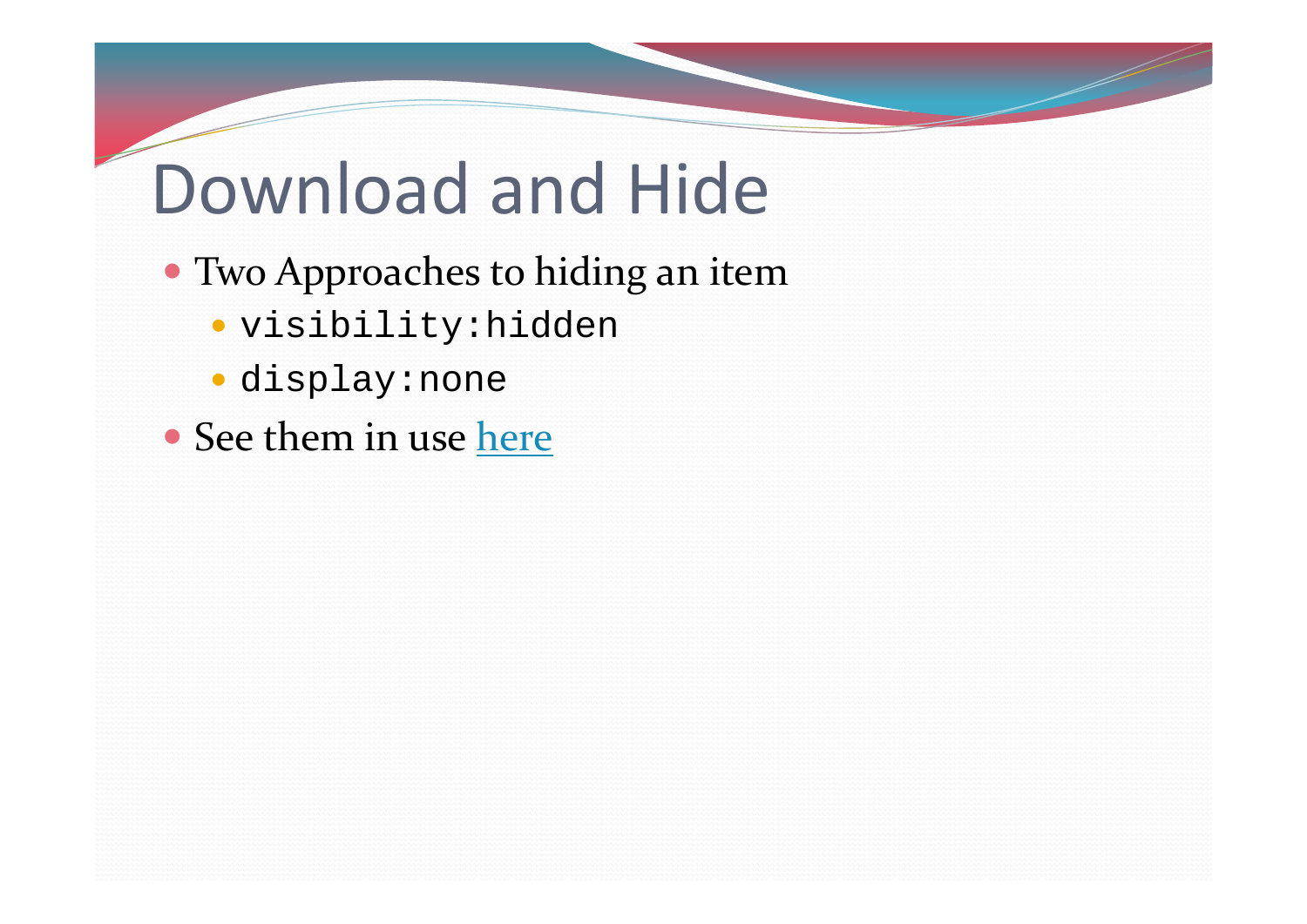# Download and Hide

- Two Approaches to hiding an item
  - `visibility:hidden`
  - `display:none`
- See them in use here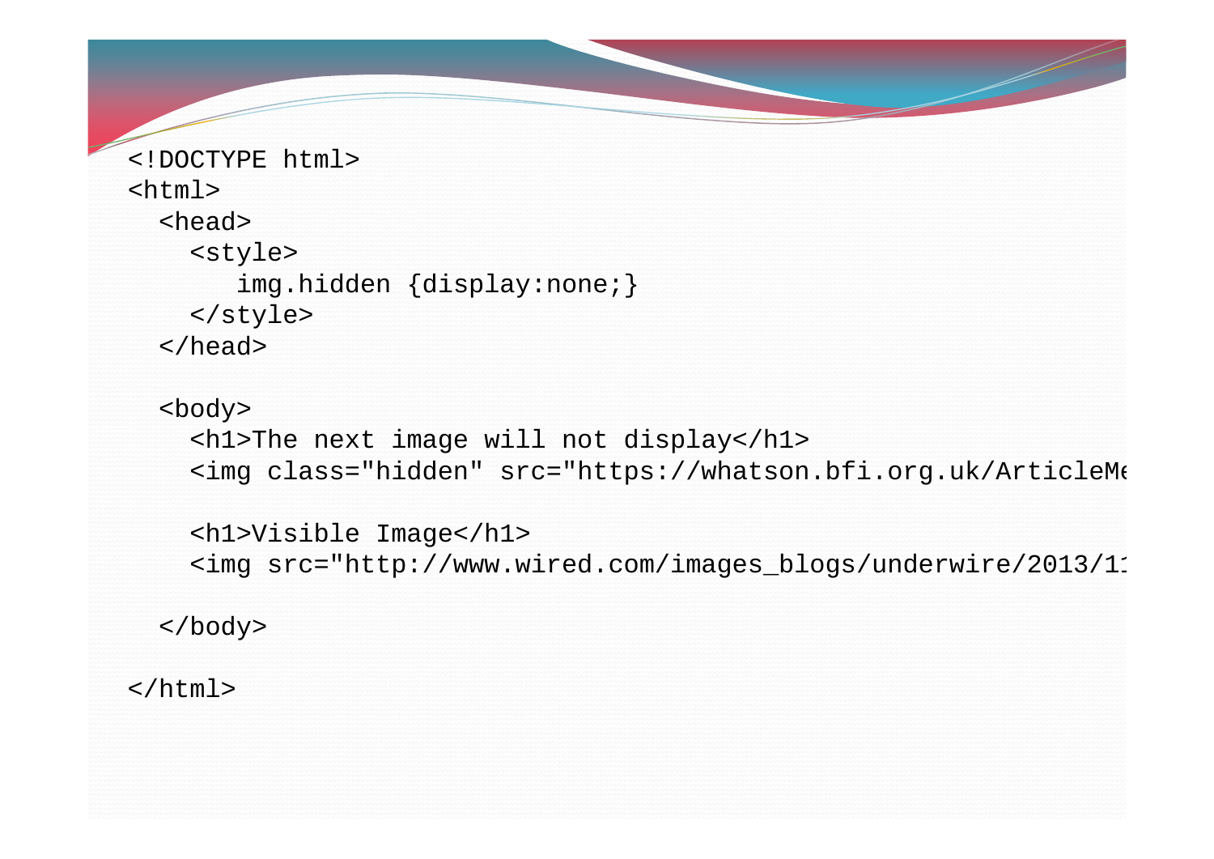```
<!DOCTYPE html>
<html>
  <head>
    <style>
       img.hidden {display:none;}
    </style>
  </head>

  <body>
    <h1>The next image will not display</h1>
    <img class="hidden" src="https://whatson.bfi.org.uk/ArticleMe

    <h1>Visible Image</h1>
    <img src="http://www.wired.com/images_blogs/underwire/2013/11

  </body>

</html>
```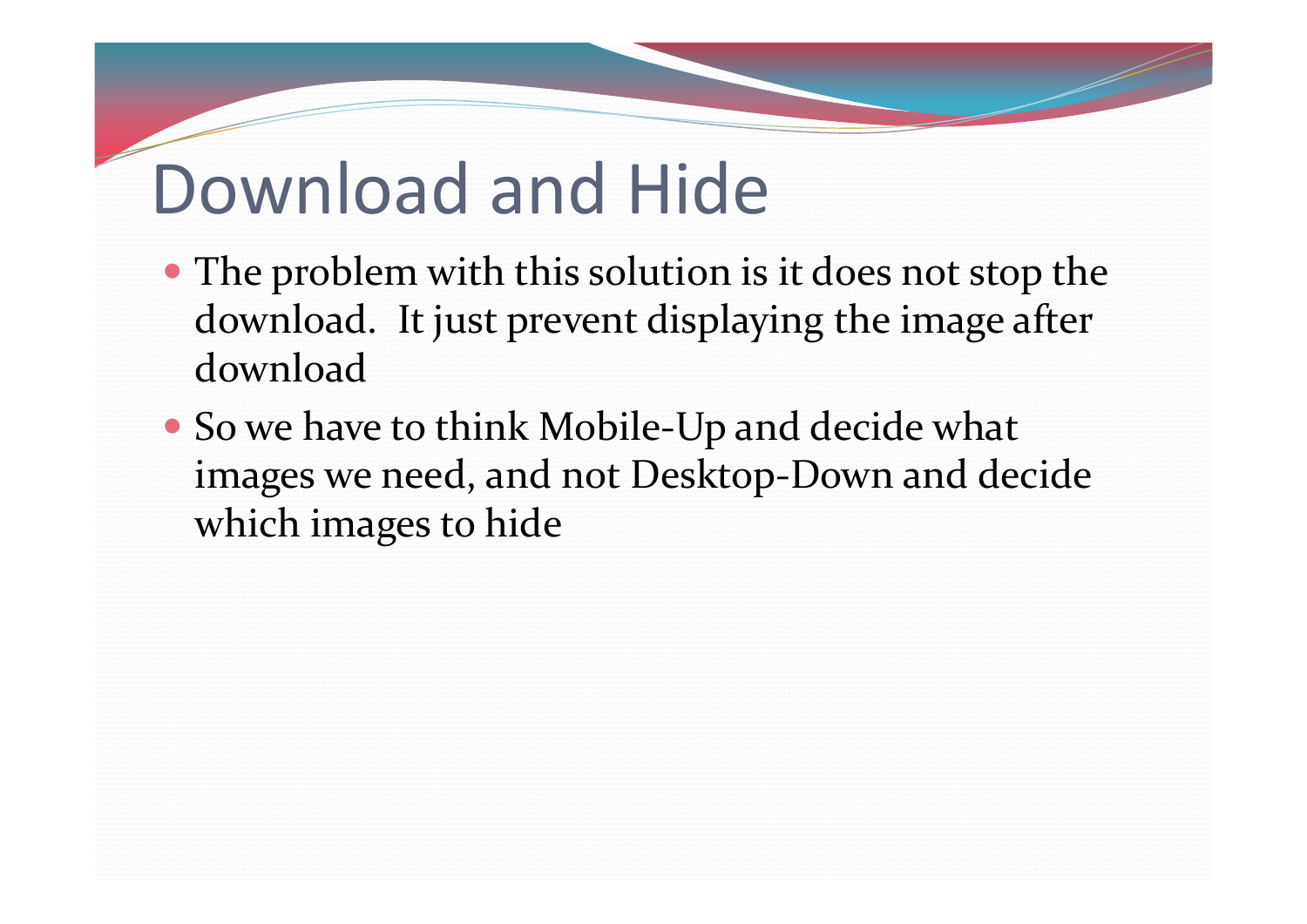# Download and Hide

- The problem with this solution is it does not stop the download.  It just prevent displaying the image after download
- So we have to think Mobile-Up and decide what images we need, and not Desktop-Down and decide which images to hide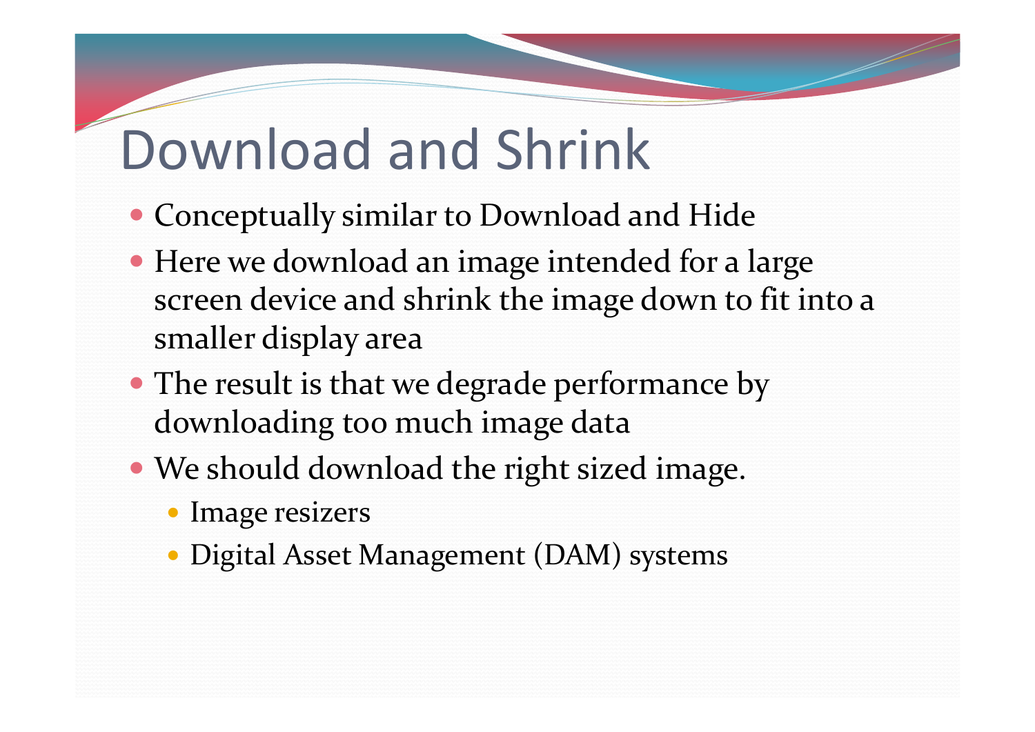# Download and Shrink

- Conceptually similar to Download and Hide
- Here we download an image intended for a large screen device and shrink the image down to fit into a smaller display area
- The result is that we degrade performance by downloading too much image data
- We should download the right sized image.
  - Image resizers
  - Digital Asset Management (DAM) systems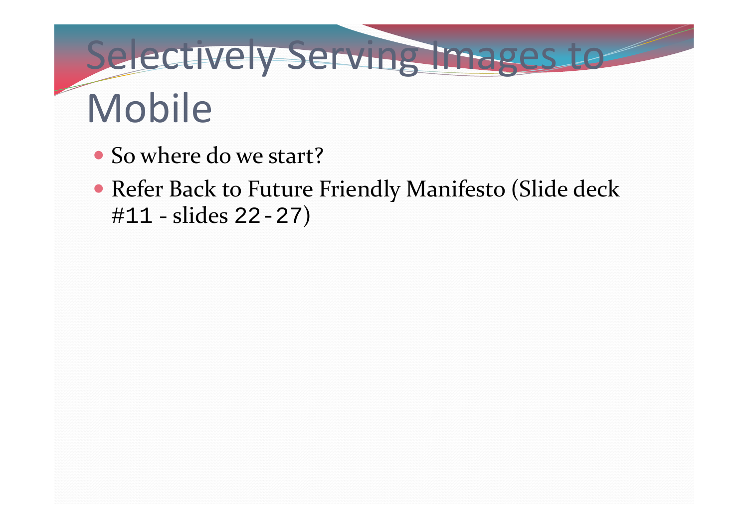# Selectively Serving Images to Mobile

- So where do we start?
- Refer Back to Future Friendly Manifesto (Slide deck #11 - slides 22-27)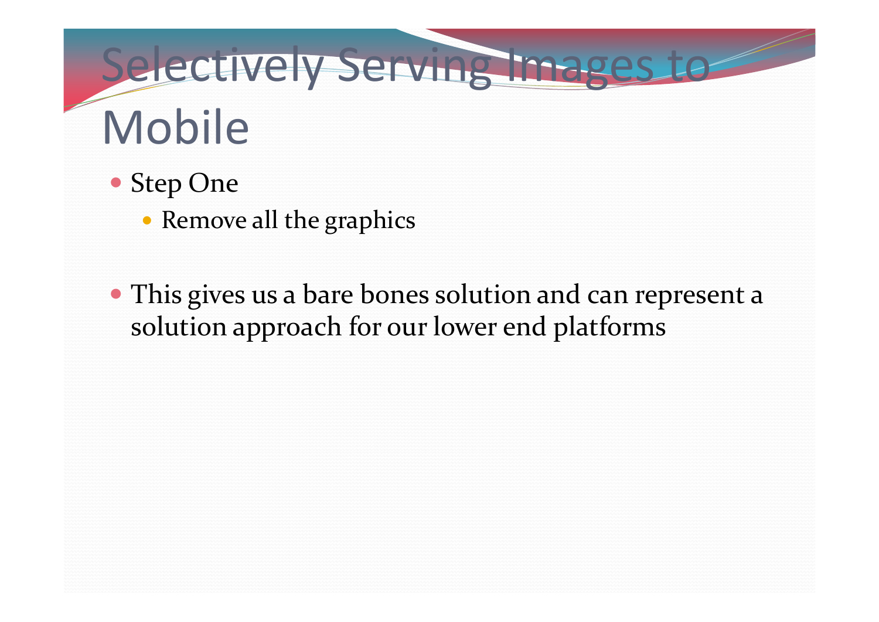# Selectively Serving Images to Mobile

- Step One
  - Remove all the graphics

- This gives us a bare bones solution and can represent a solution approach for our lower end platforms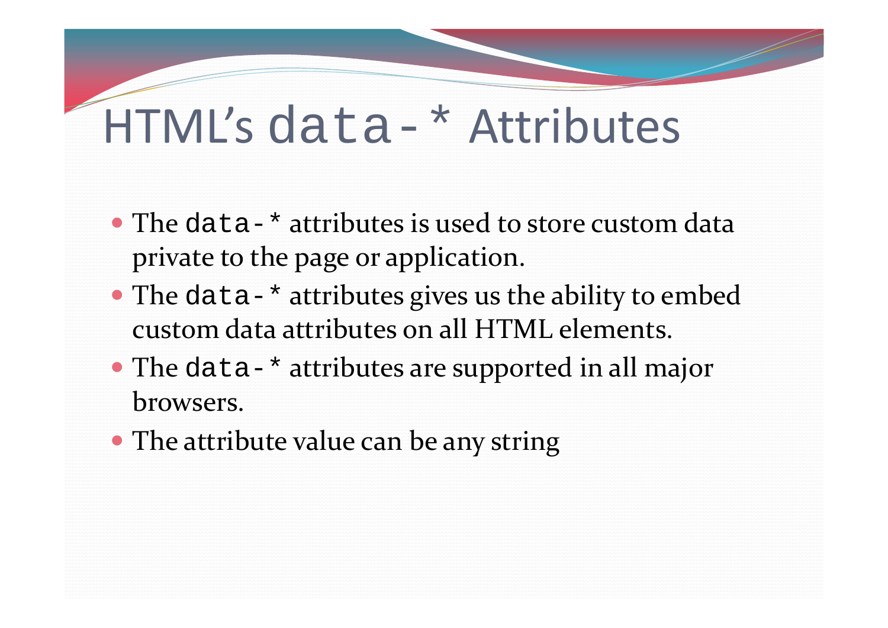# HTML's `data-*` Attributes

- The `data-*` attributes is used to store custom data private to the page or application.
- The `data-*` attributes gives us the ability to embed custom data attributes on all HTML elements.
- The `data-*` attributes are supported in all major browsers.
- The attribute value can be any string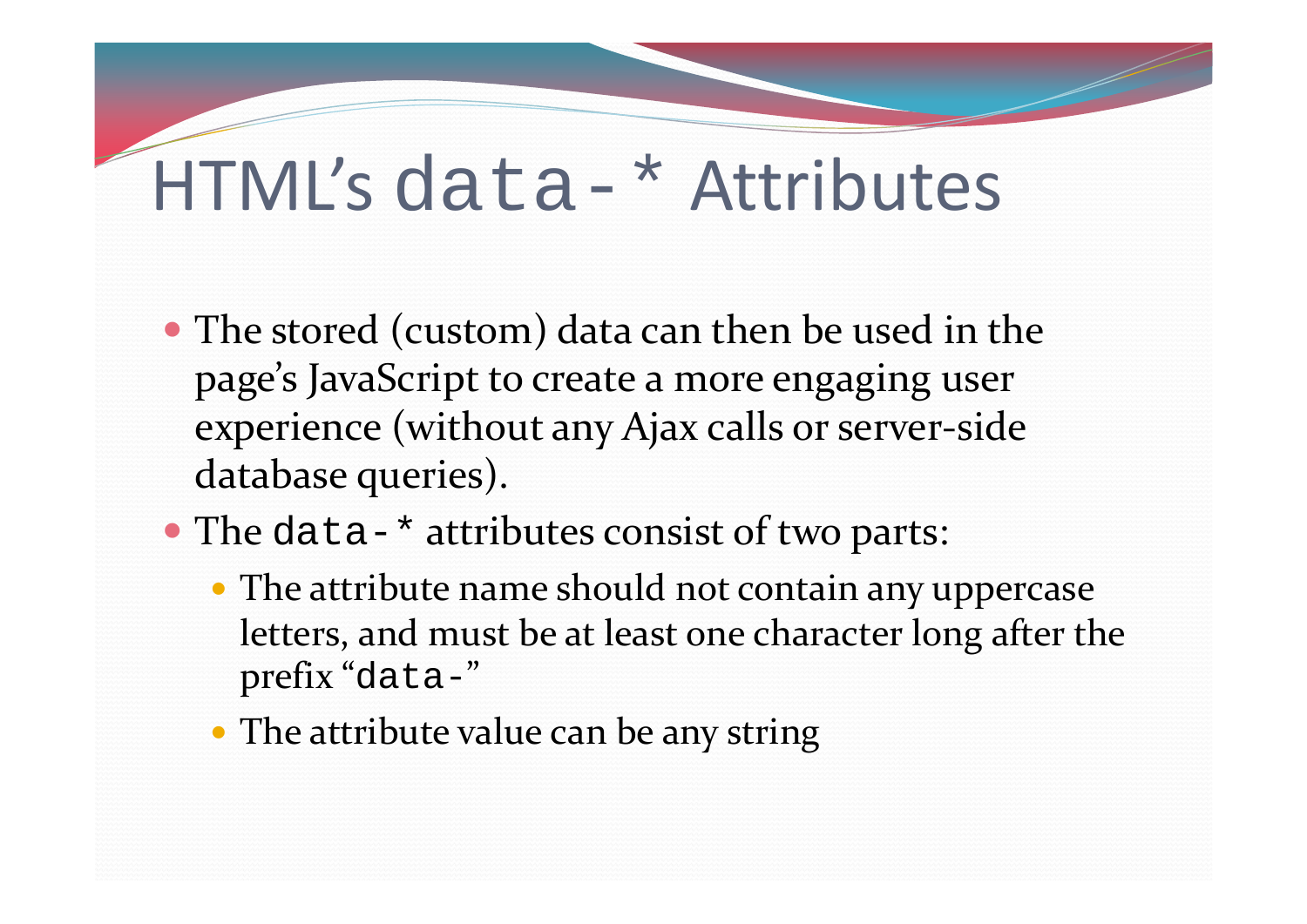# HTML's `data-*` Attributes

- The stored (custom) data can then be used in the page's JavaScript to create a more engaging user experience (without any Ajax calls or server-side database queries).
- The `data-*` attributes consist of two parts:
  - The attribute name should not contain any uppercase letters, and must be at least one character long after the prefix "`data-`"
  - The attribute value can be any string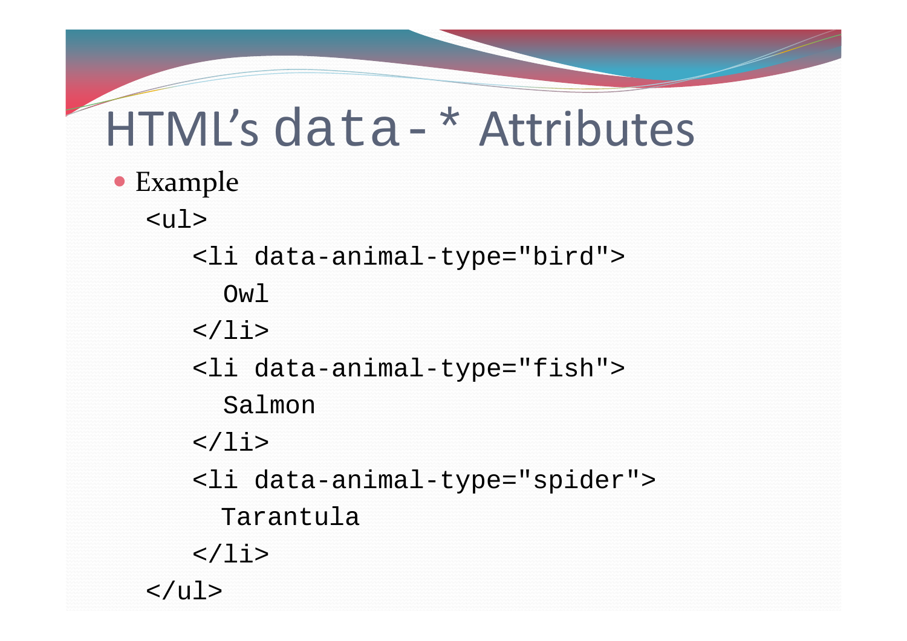# HTML's `data-*` Attributes

- Example

```
<ul>
   <li data-animal-type="bird">
     Owl
   </li>
   <li data-animal-type="fish">
     Salmon
   </li>
   <li data-animal-type="spider">
     Tarantula
   </li>
</ul>
```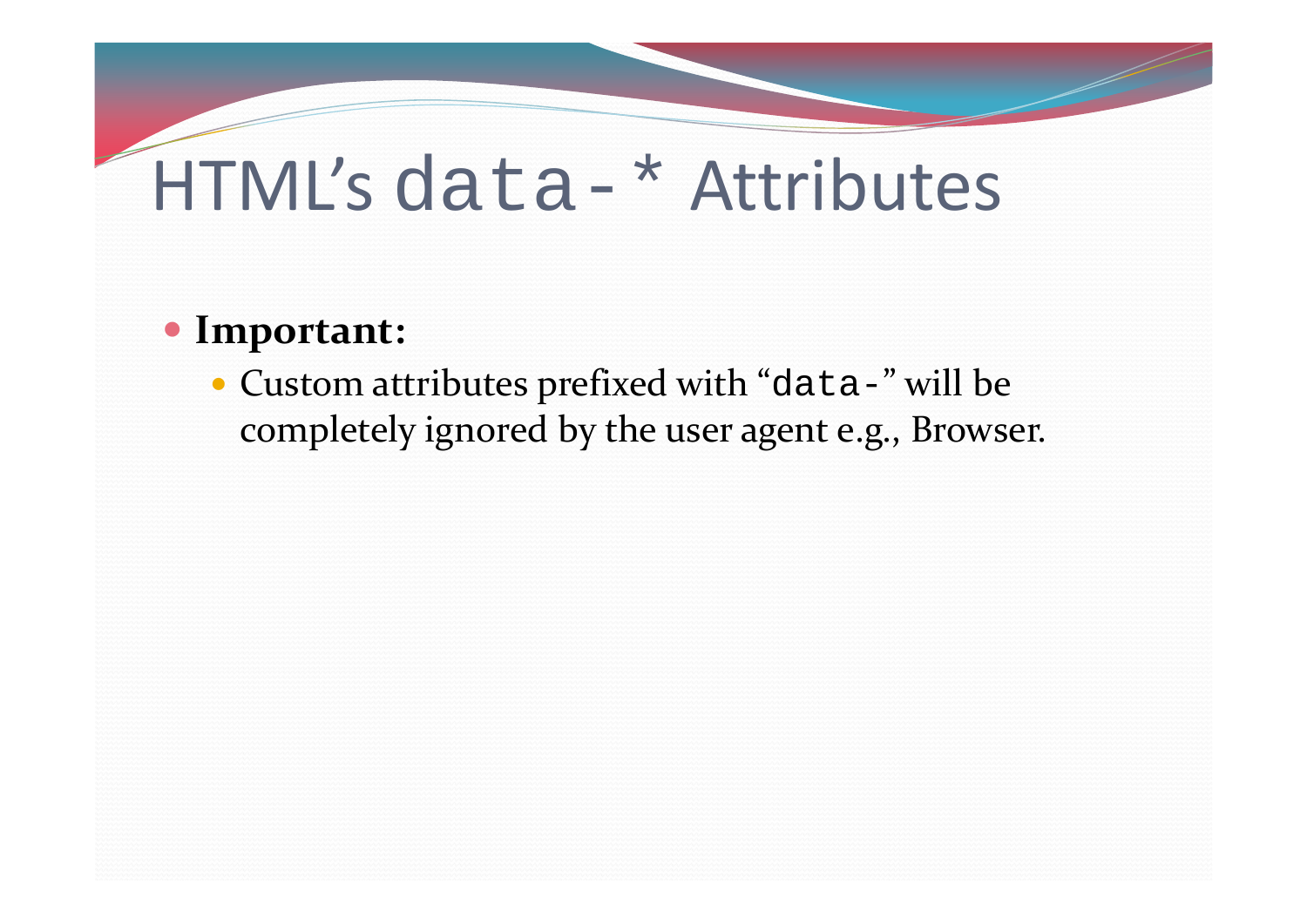# HTML's `data-*` Attributes

- **Important:**
  - Custom attributes prefixed with "`data-`" will be completely ignored by the user agent e.g., Browser.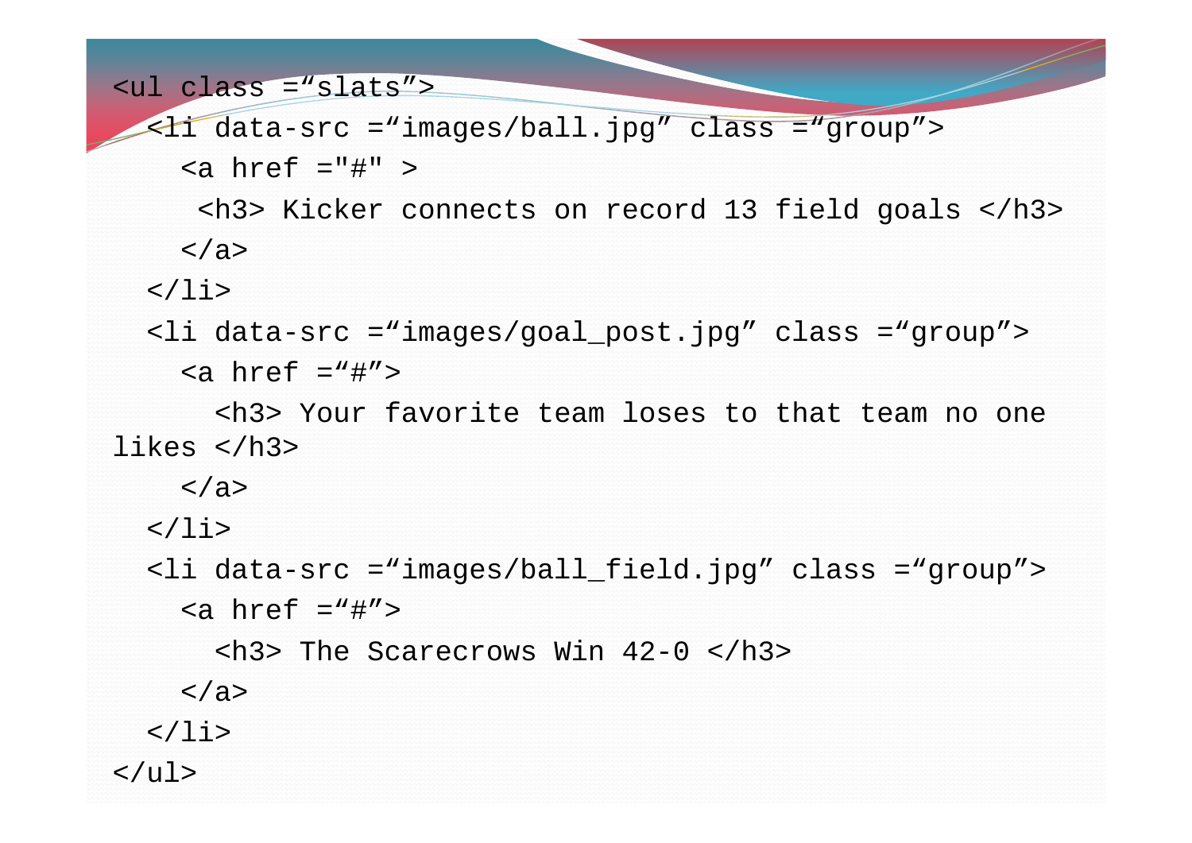```
<ul class =“slats”>
  <li data-src =“images/ball.jpg” class =“group”>
    <a href ="#" >
     <h3> Kicker connects on record 13 field goals </h3>
    </a>
  </li>
  <li data-src =“images/goal_post.jpg” class =“group”>
    <a href =“#”>
      <h3> Your favorite team loses to that team no one
likes </h3>
    </a>
  </li>
  <li data-src =“images/ball_field.jpg” class =“group”>
    <a href =“#”>
      <h3> The Scarecrows Win 42-0 </h3>
    </a>
  </li>
</ul>
```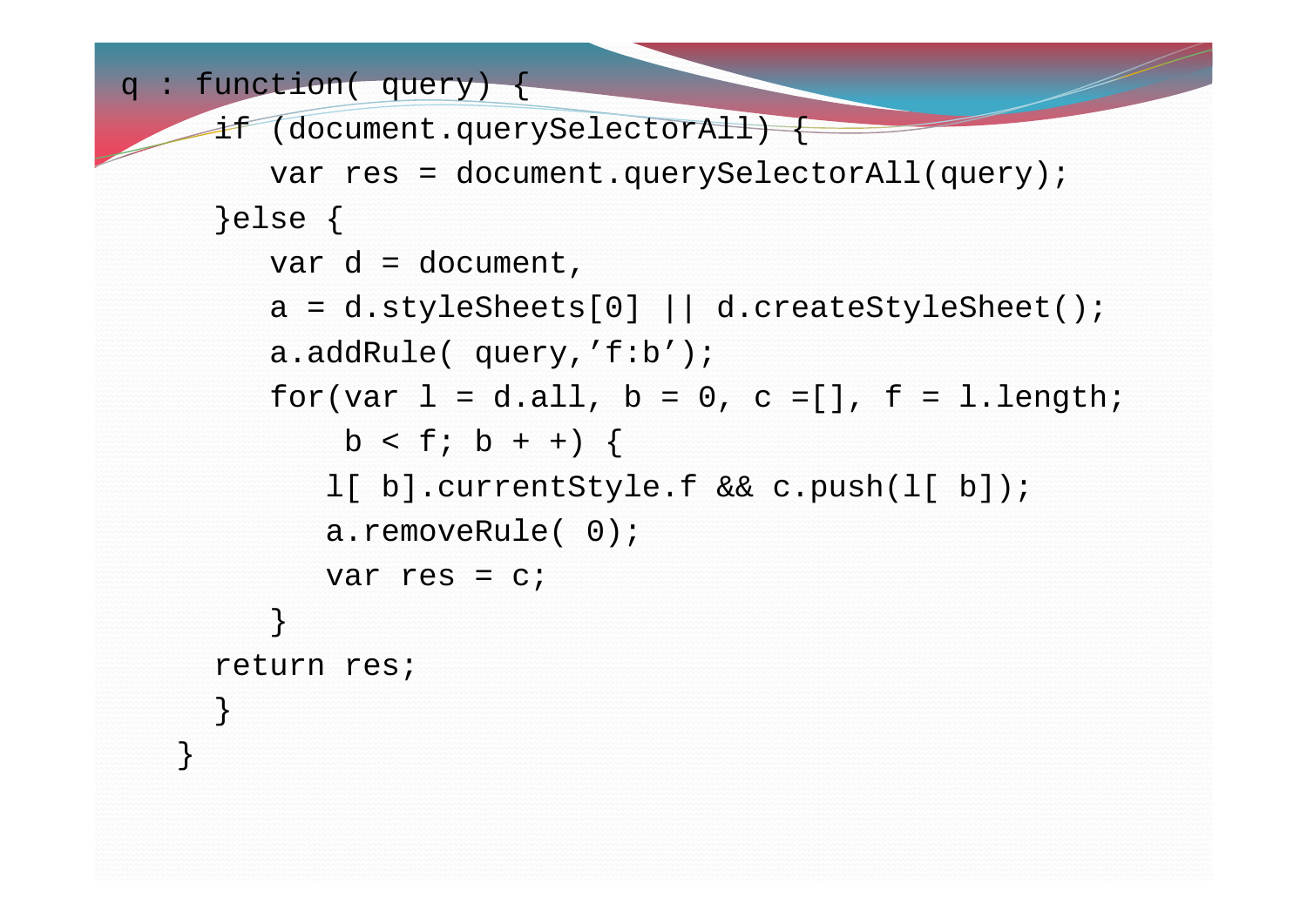```
q : function( query) {
    if (document.querySelectorAll) {
        var res = document.querySelectorAll(query);
    }else {
        var d = document,
        a = d.styleSheets[0] || d.createStyleSheet();
        a.addRule( query,’f:b’);
        for(var l = d.all, b = 0, c =[], f = l.length;
             b < f; b + +) {
            l[ b].currentStyle.f && c.push(l[ b]);
            a.removeRule( 0);
            var res = c;
        }
    return res;
    }
  }
```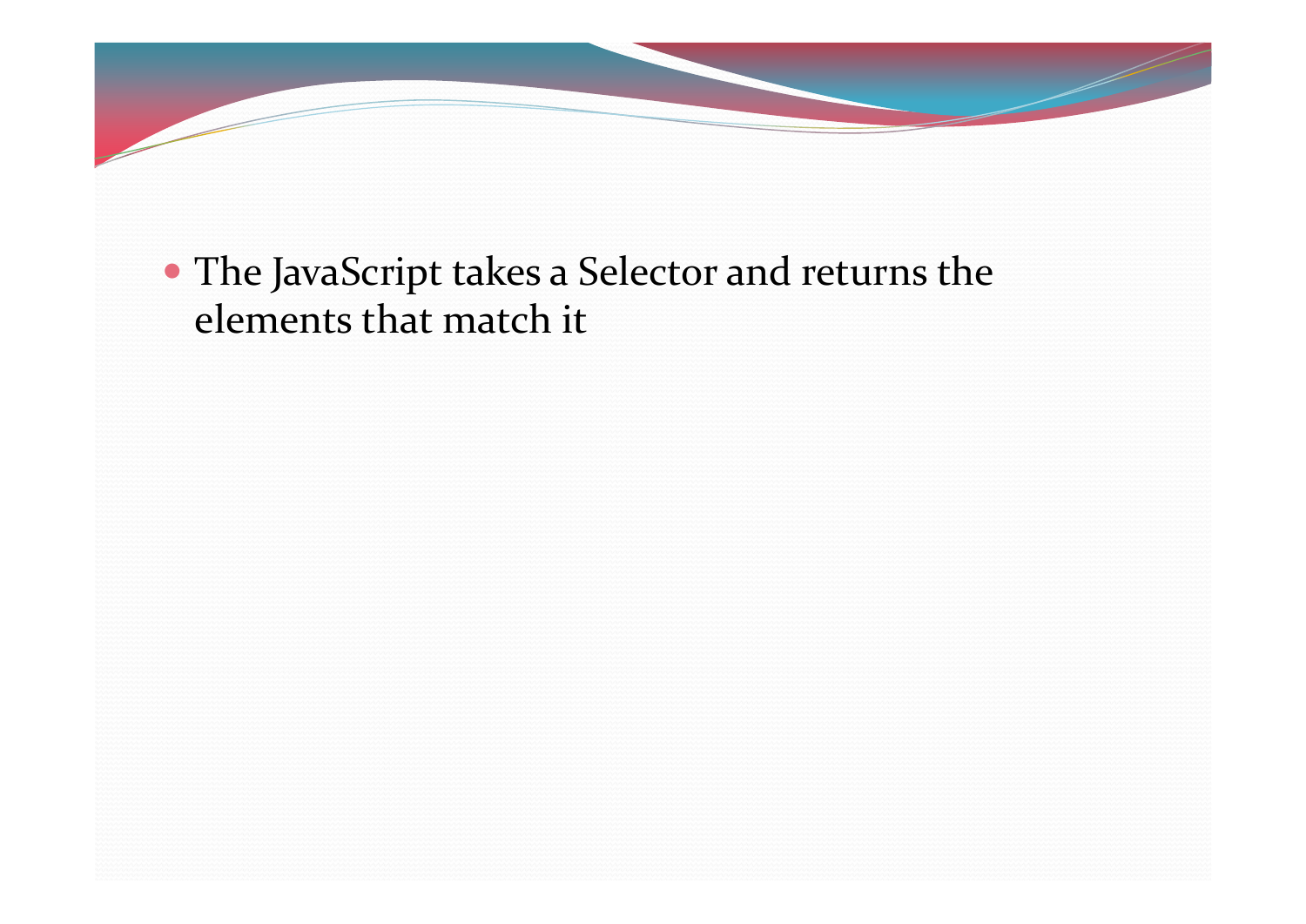- The JavaScript takes a Selector and returns the elements that match it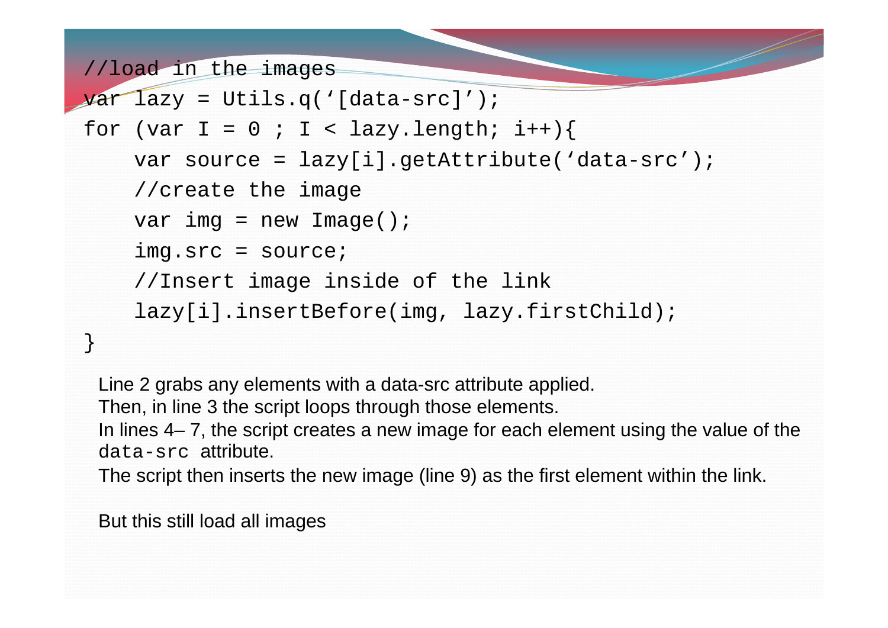```
//load in the images
var lazy = Utils.q('[data-src]');
for (var I = 0 ; I < lazy.length; i++){
    var source = lazy[i].getAttribute('data-src');
    //create the image
    var img = new Image();
    img.src = source;
    //Insert image inside of the link
    lazy[i].insertBefore(img, lazy.firstChild);
}
```

Line 2 grabs any elements with a data-src attribute applied.
Then, in line 3 the script loops through those elements.
In lines 4– 7, the script creates a new image for each element using the value of the `data-src` attribute.
The script then inserts the new image (line 9) as the first element within the link.

But this still load all images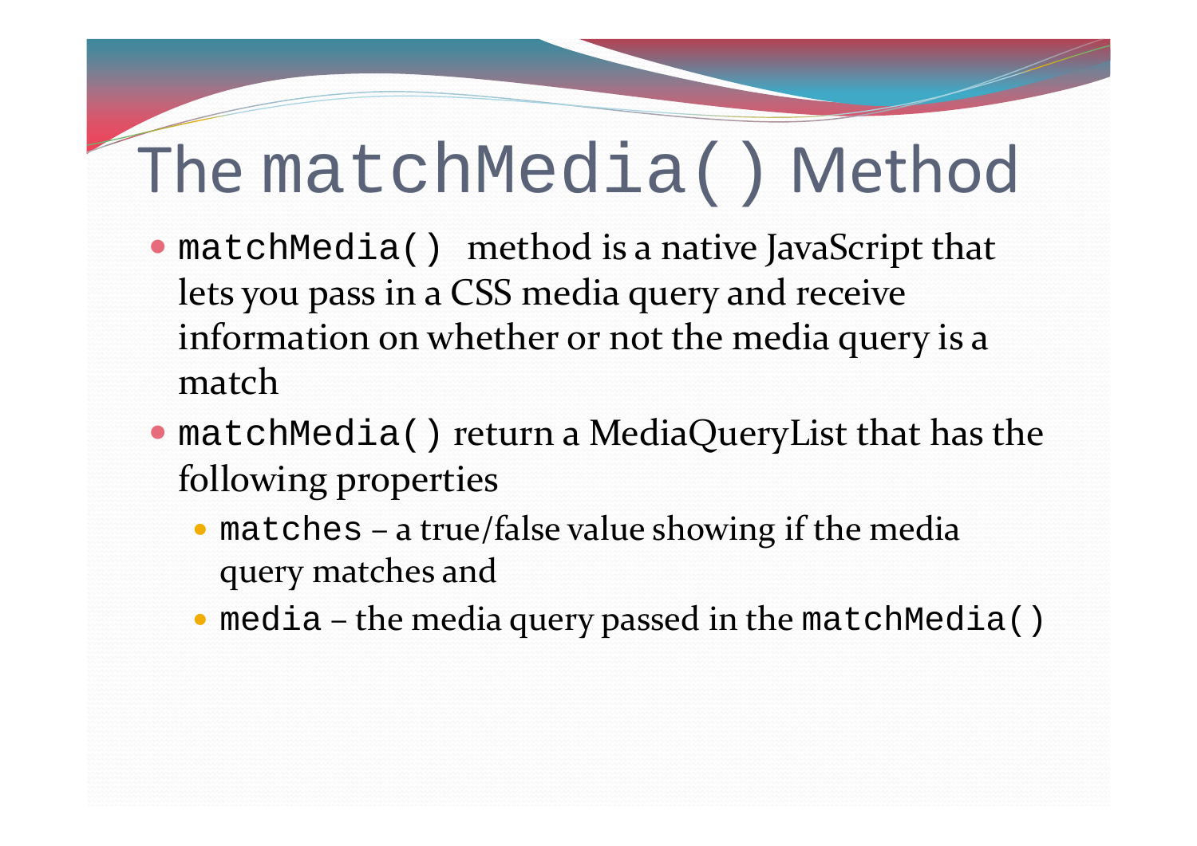# The `matchMedia()` Method

- `matchMedia()` method is a native JavaScript that lets you pass in a CSS media query and receive information on whether or not the media query is a match
- `matchMedia()` return a MediaQueryList that has the following properties
  - `matches` – a true/false value showing if the media query matches and
  - `media` – the media query passed in the `matchMedia()`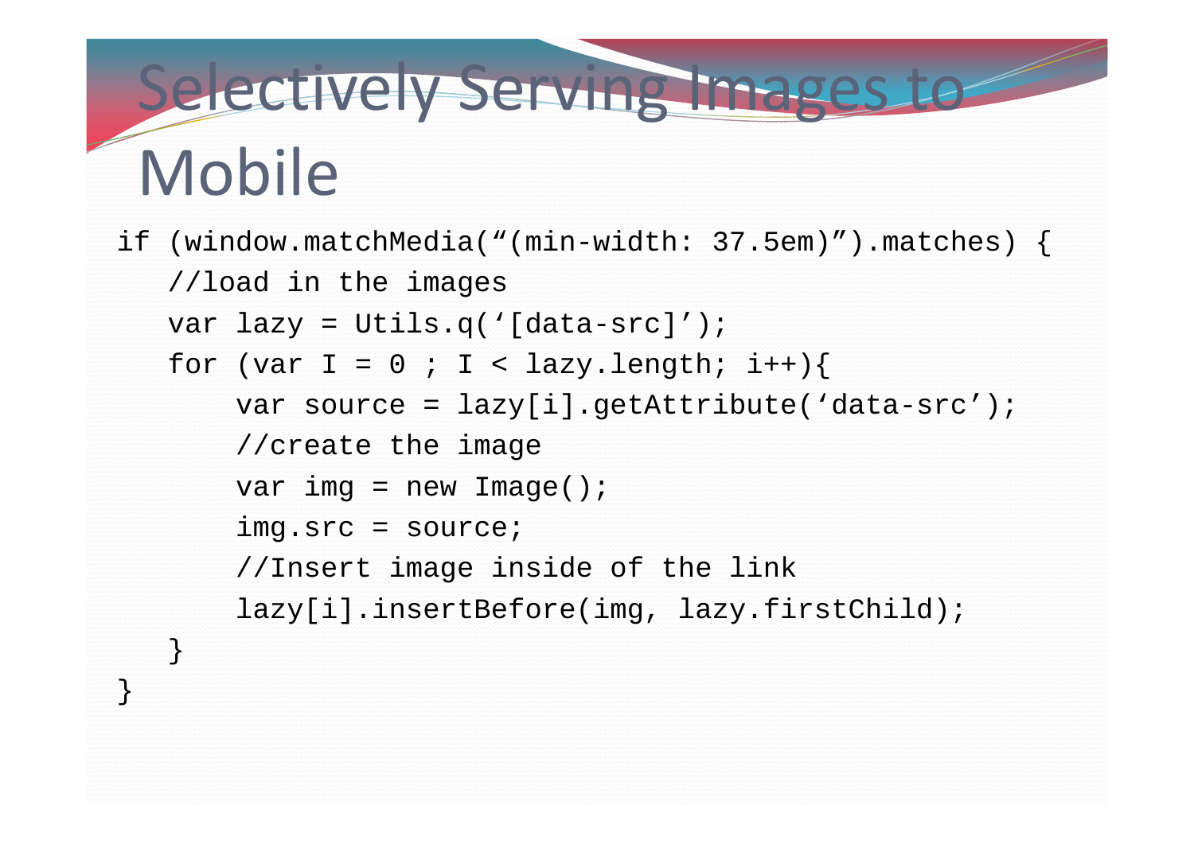# Selectively Serving Images to Mobile

```
if (window.matchMedia(“(min-width: 37.5em)”).matches) {
   //load in the images
   var lazy = Utils.q(‘[data-src]’);
   for (var I = 0 ; I < lazy.length; i++){
       var source = lazy[i].getAttribute(‘data-src’);
       //create the image
       var img = new Image();
       img.src = source;
       //Insert image inside of the link
       lazy[i].insertBefore(img, lazy.firstChild);
   }
}
```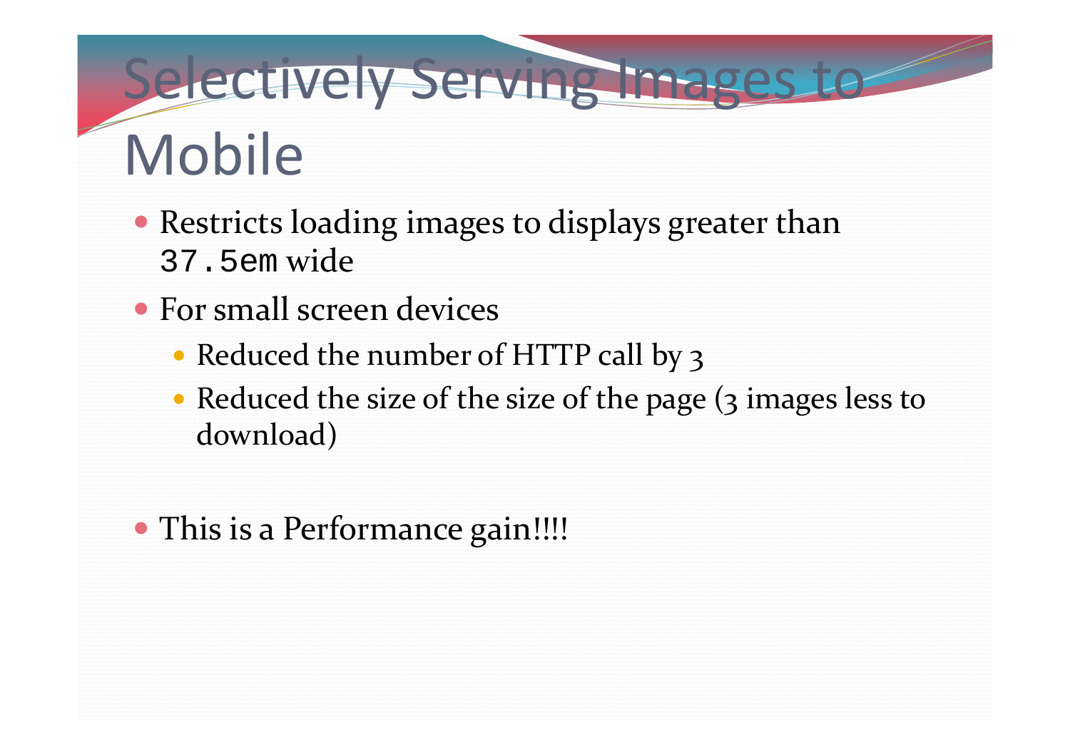# Selectively Serving Images to Mobile

- Restricts loading images to displays greater than `37.5em` wide
- For small screen devices
  - Reduced the number of HTTP call by 3
  - Reduced the size of the size of the page (3 images less to download)

- This is a Performance gain!!!!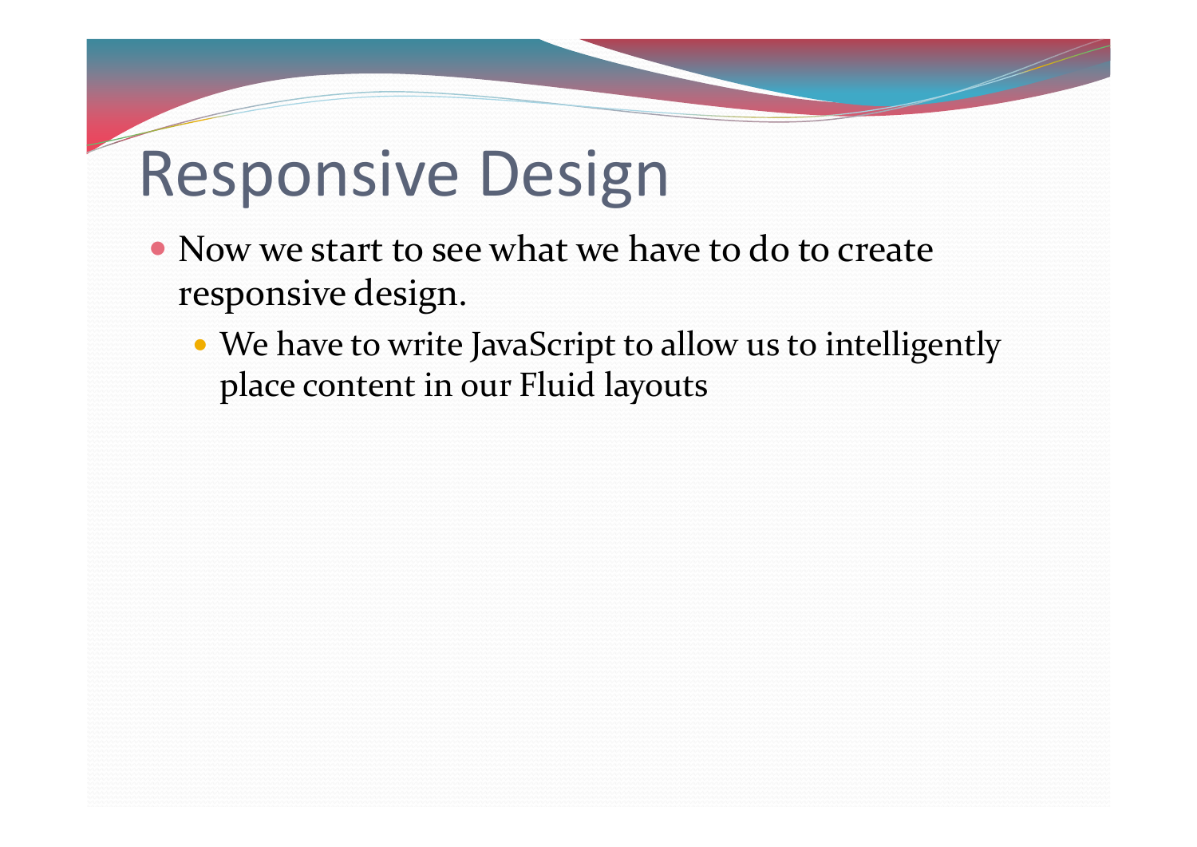# Responsive Design

- Now we start to see what we have to do to create responsive design.
  - We have to write JavaScript to allow us to intelligently place content in our Fluid layouts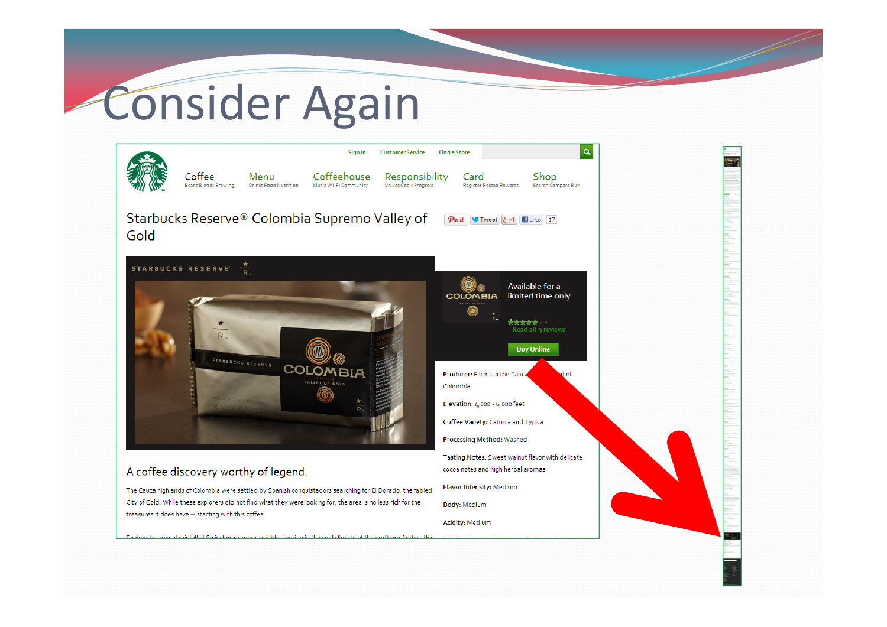# Consider Again

Sign In | Customer Service | Find a Store

Coffee — Beans Blends Brewing
Menu — Drinks Food Nutrition
Coffeehouse — Music Wi-Fi Community
Responsibility — Values Goals Progress
Card — Register Reload Rewards
Shop — Search Compare Buy

## Starbucks Reserve® Colombia Supremo Valley of Gold

Pin it | Tweet | +1 | Like | 17

Available for a limited time only

Read all 9 reviews

Buy Online

**Producer:** Farms in the Cauca ... of Colombia

**Elevation:** 4,000 - 6,000 feet

**Coffee Variety:** Caturra and Typica

**Processing Method:** Washed

**Tasting Notes:** Sweet walnut flavor with delicate cocoa notes and high herbal aromas

**Flavor Intensity:** Medium

**Body:** Medium

**Acidity:** Medium

### A coffee discovery worthy of legend.

The Cauca highlands of Colombia were settled by Spanish conquistadors searching for El Dorado, the fabled City of Gold. While these explorers did not find what they were looking for, the area is no less rich for the treasures it does have – starting with this coffee.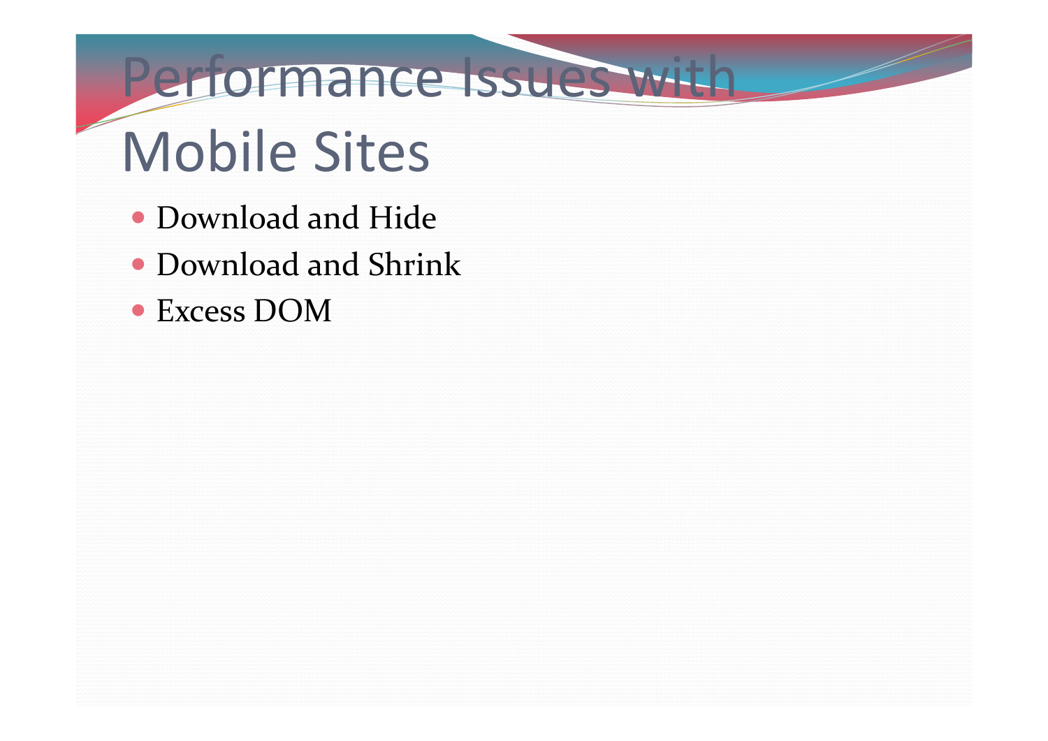# Performance Issues with Mobile Sites

- Download and Hide
- Download and Shrink
- Excess DOM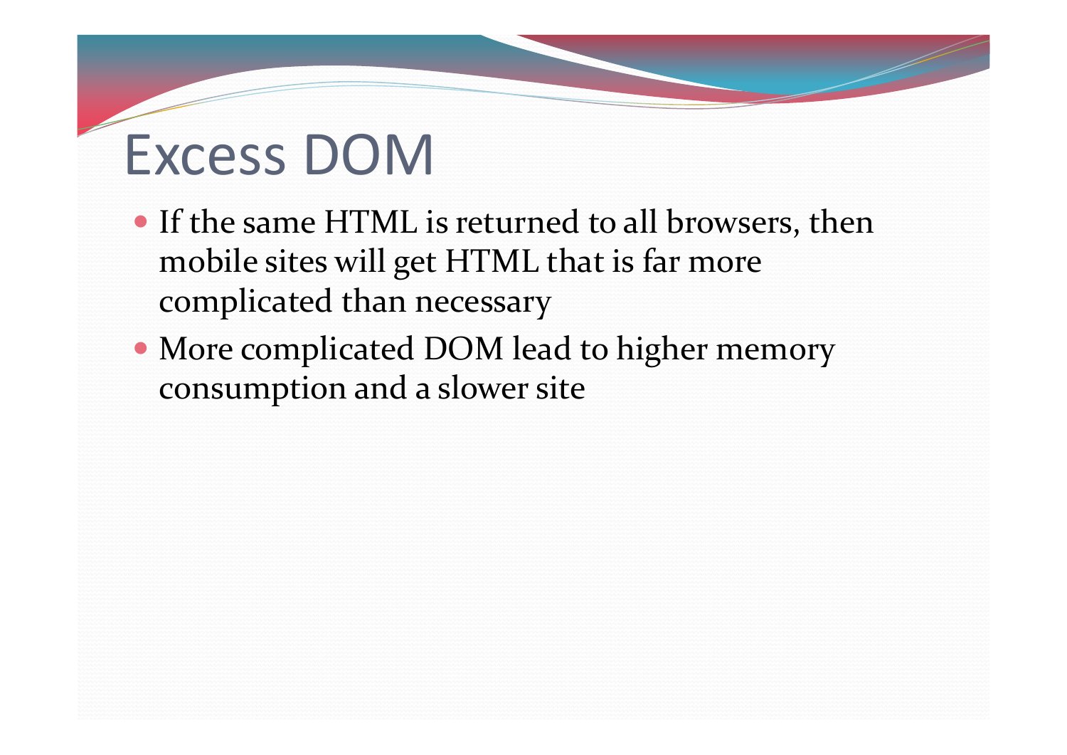# Excess DOM

- If the same HTML is returned to all browsers, then mobile sites will get HTML that is far more complicated than necessary
- More complicated DOM lead to higher memory consumption and a slower site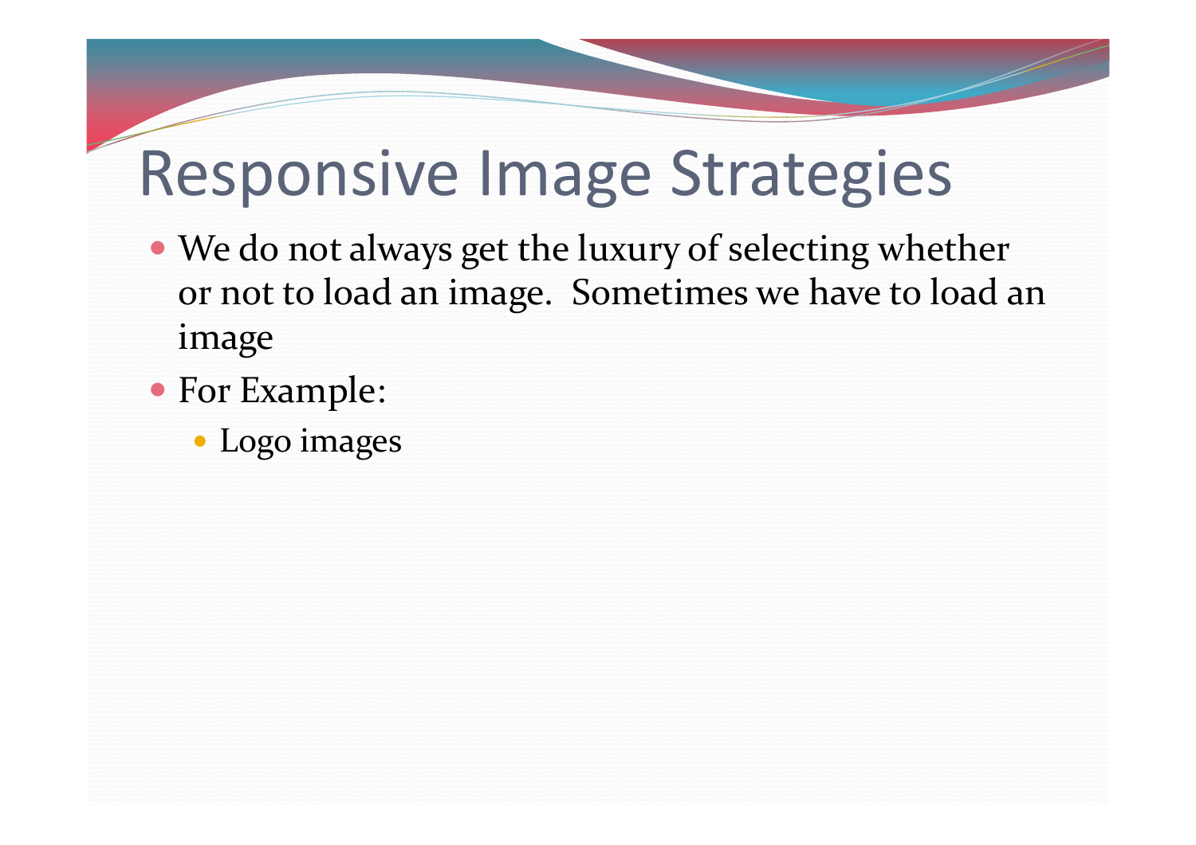# Responsive Image Strategies

- We do not always get the luxury of selecting whether or not to load an image.  Sometimes we have to load an image
- For Example:
  - Logo images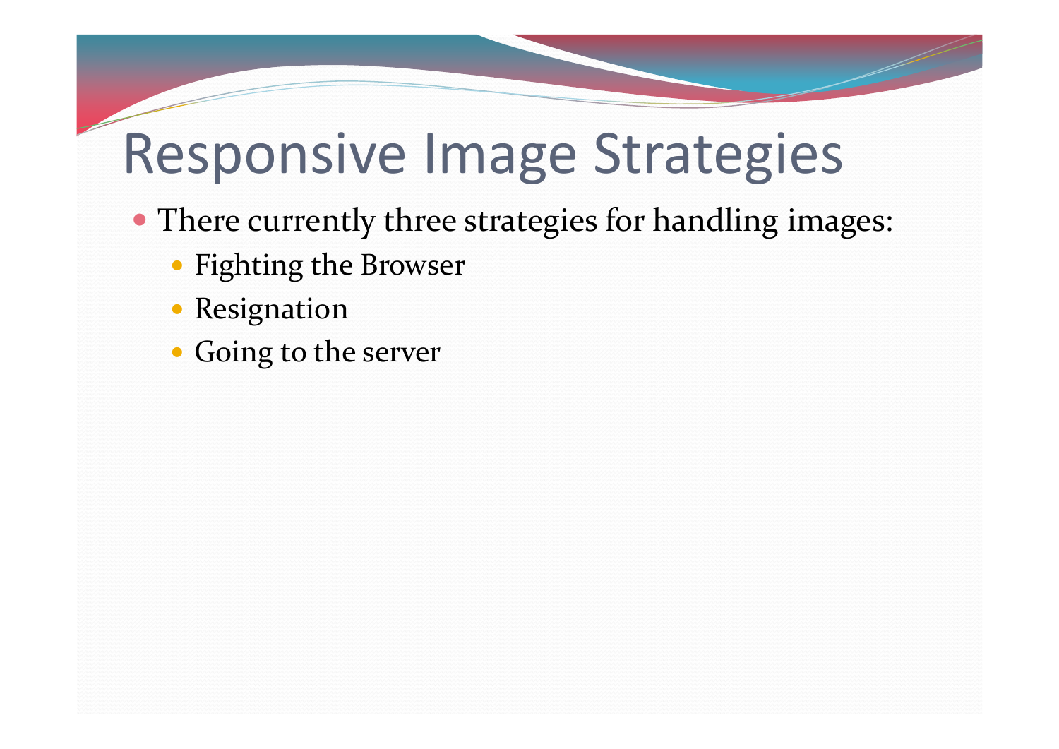# Responsive Image Strategies

- There currently three strategies for handling images:
  - Fighting the Browser
  - Resignation
  - Going to the server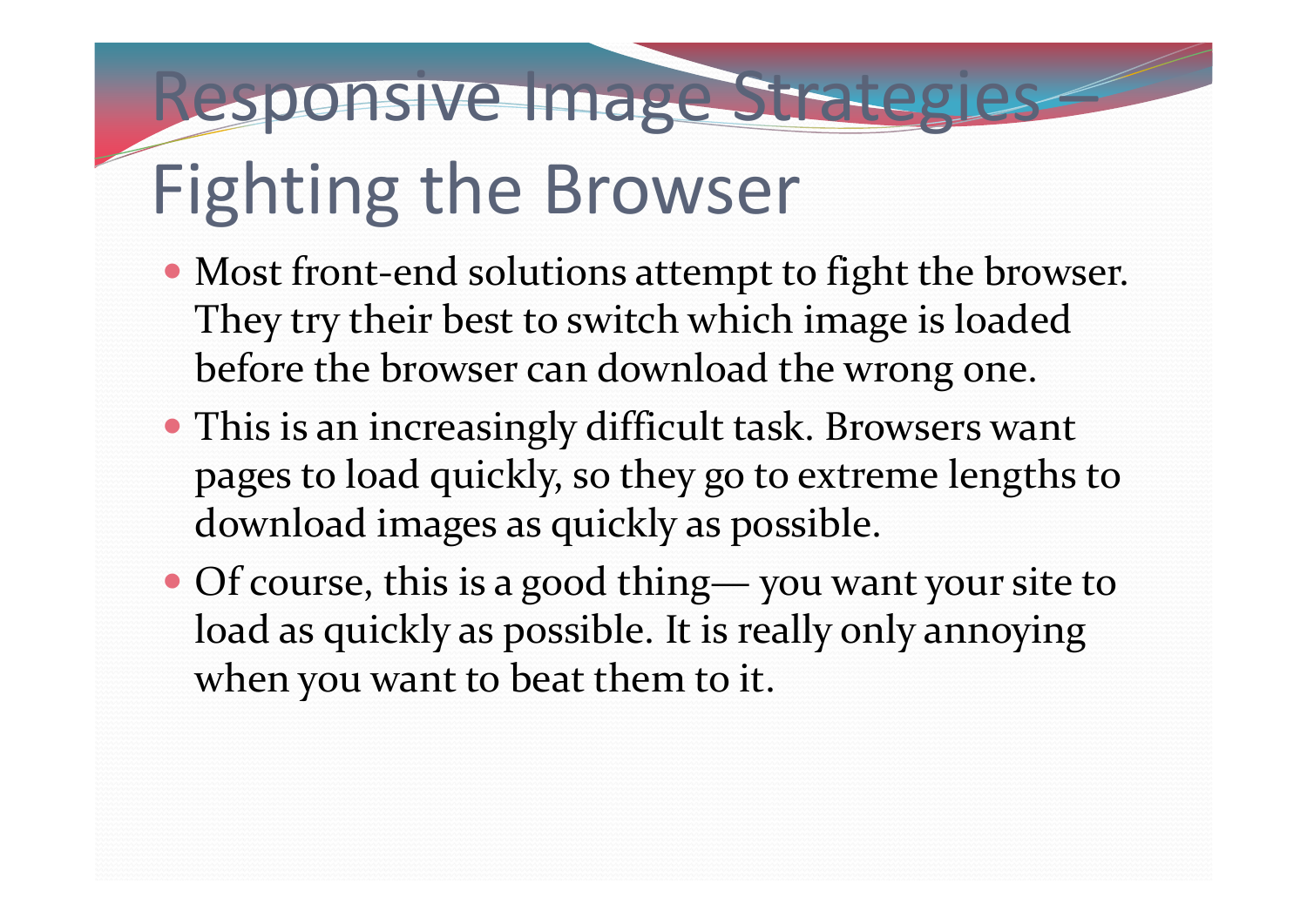# Responsive Image Strategies – Fighting the Browser

- Most front-end solutions attempt to fight the browser. They try their best to switch which image is loaded before the browser can download the wrong one.
- This is an increasingly difficult task. Browsers want pages to load quickly, so they go to extreme lengths to download images as quickly as possible.
- Of course, this is a good thing— you want your site to load as quickly as possible. It is really only annoying when you want to beat them to it.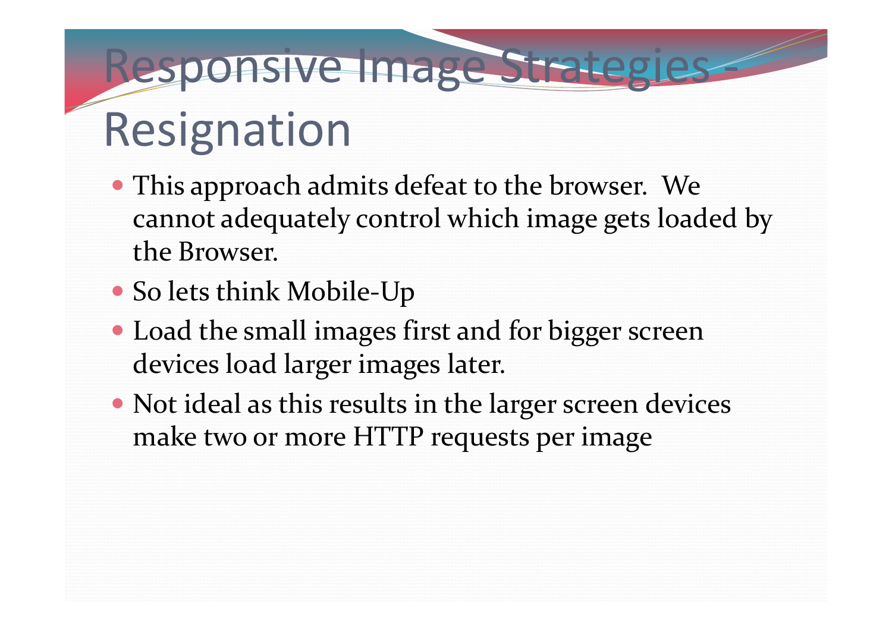# Responsive Image Strategies - Resignation

- This approach admits defeat to the browser. We cannot adequately control which image gets loaded by the Browser.
- So lets think Mobile-Up
- Load the small images first and for bigger screen devices load larger images later.
- Not ideal as this results in the larger screen devices make two or more HTTP requests per image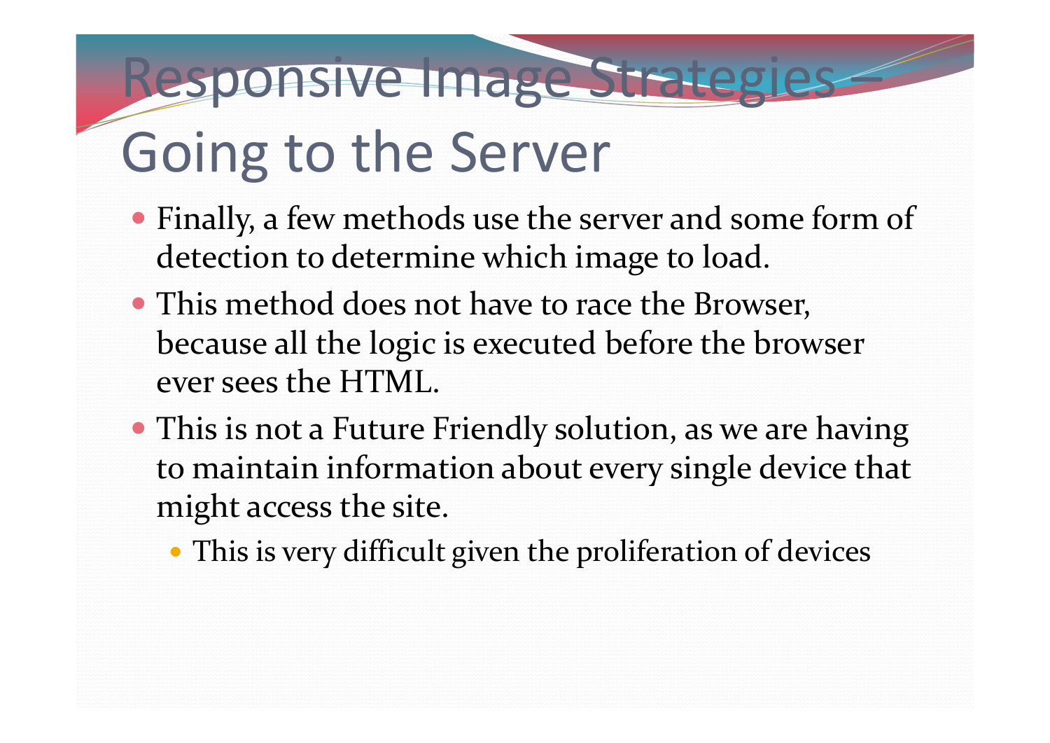# Responsive Image Strategies – Going to the Server

- Finally, a few methods use the server and some form of detection to determine which image to load.
- This method does not have to race the Browser, because all the logic is executed before the browser ever sees the HTML.
- This is not a Future Friendly solution, as we are having to maintain information about every single device that might access the site.
  - This is very difficult given the proliferation of devices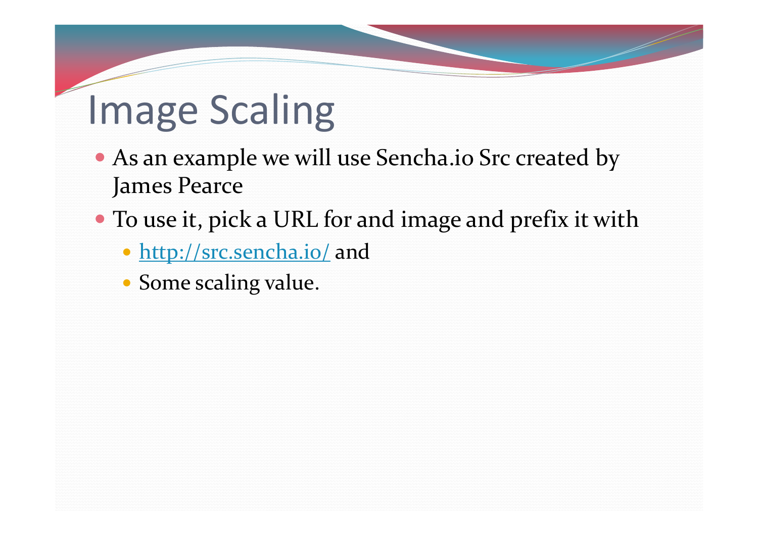# Image Scaling

- As an example we will use Sencha.io Src created by James Pearce
- To use it, pick a URL for and image and prefix it with
  - http://src.sencha.io/ and
  - Some scaling value.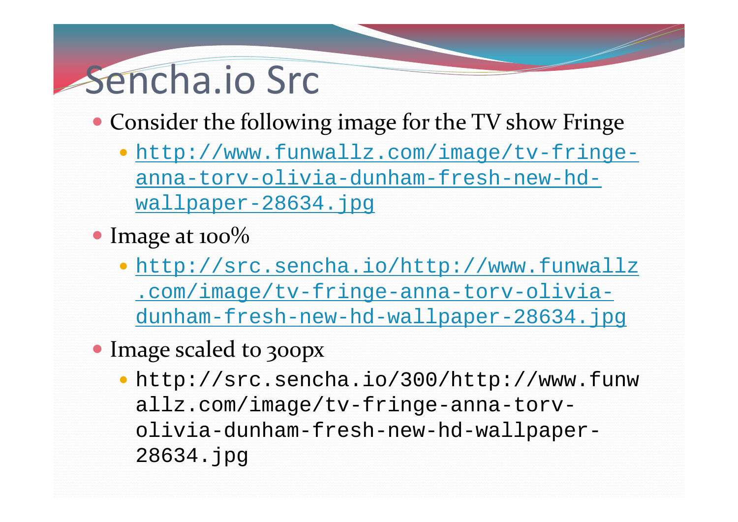# Sencha.io Src

- Consider the following image for the TV show Fringe
  - [http://www.funwallz.com/image/tv-fringe-anna-torv-olivia-dunham-fresh-new-hd-wallpaper-28634.jpg](http://www.funwallz.com/image/tv-fringe-anna-torv-olivia-dunham-fresh-new-hd-wallpaper-28634.jpg)
- Image at 100%
  - [http://src.sencha.io/http://www.funwallz.com/image/tv-fringe-anna-torv-olivia-dunham-fresh-new-hd-wallpaper-28634.jpg](http://src.sencha.io/http://www.funwallz.com/image/tv-fringe-anna-torv-olivia-dunham-fresh-new-hd-wallpaper-28634.jpg)
- Image scaled to 300px
  - `http://src.sencha.io/300/http://www.funwallz.com/image/tv-fringe-anna-torv-olivia-dunham-fresh-new-hd-wallpaper-28634.jpg`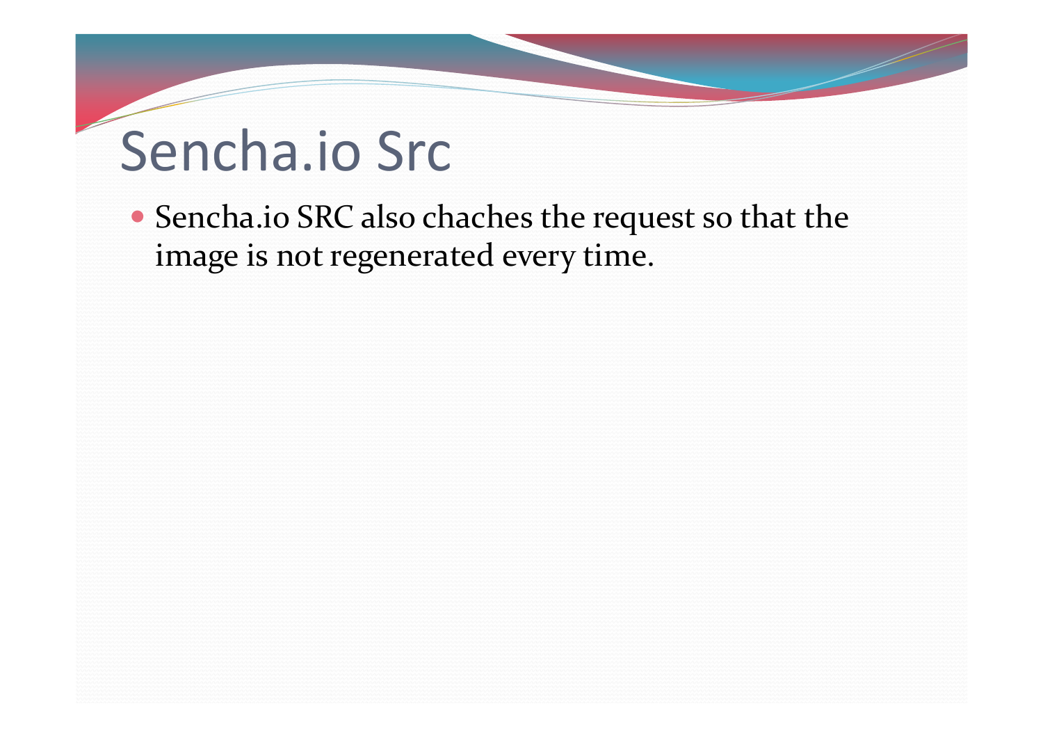# Sencha.io Src

- Sencha.io SRC also chaches the request so that the image is not regenerated every time.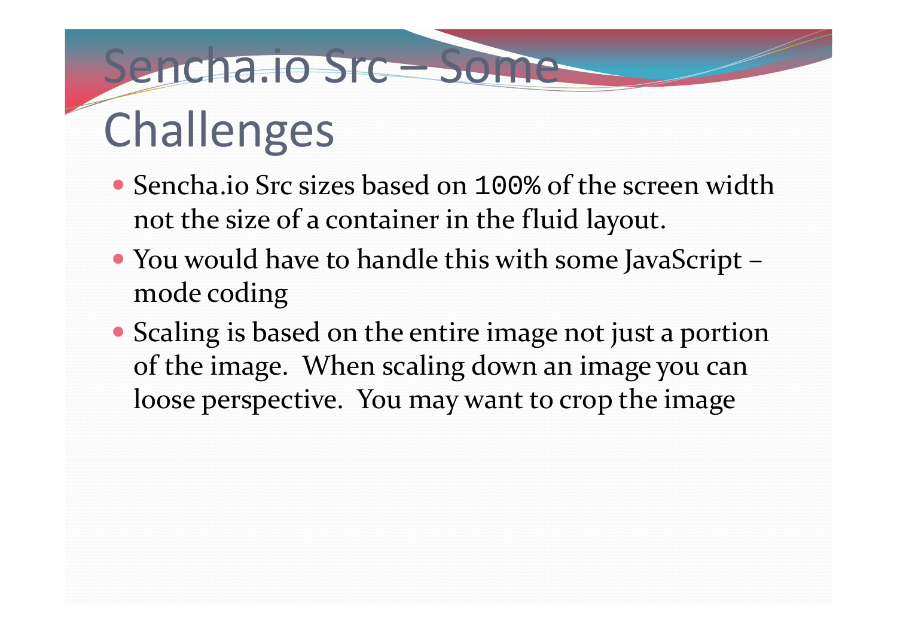# Sencha.io Src – Some Challenges

- Sencha.io Src sizes based on `100%` of the screen width not the size of a container in the fluid layout.
- You would have to handle this with some JavaScript – mode coding
- Scaling is based on the entire image not just a portion of the image. When scaling down an image you can loose perspective. You may want to crop the image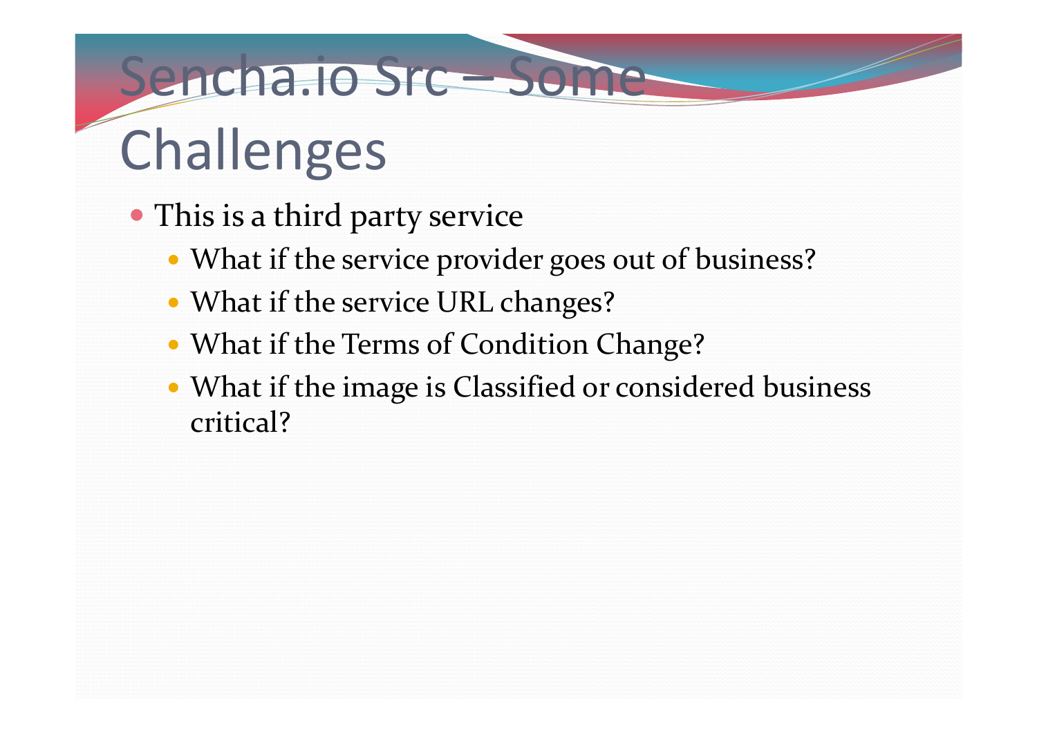# Sencha.io Src – Some Challenges

- This is a third party service
  - What if the service provider goes out of business?
  - What if the service URL changes?
  - What if the Terms of Condition Change?
  - What if the image is Classified or considered business critical?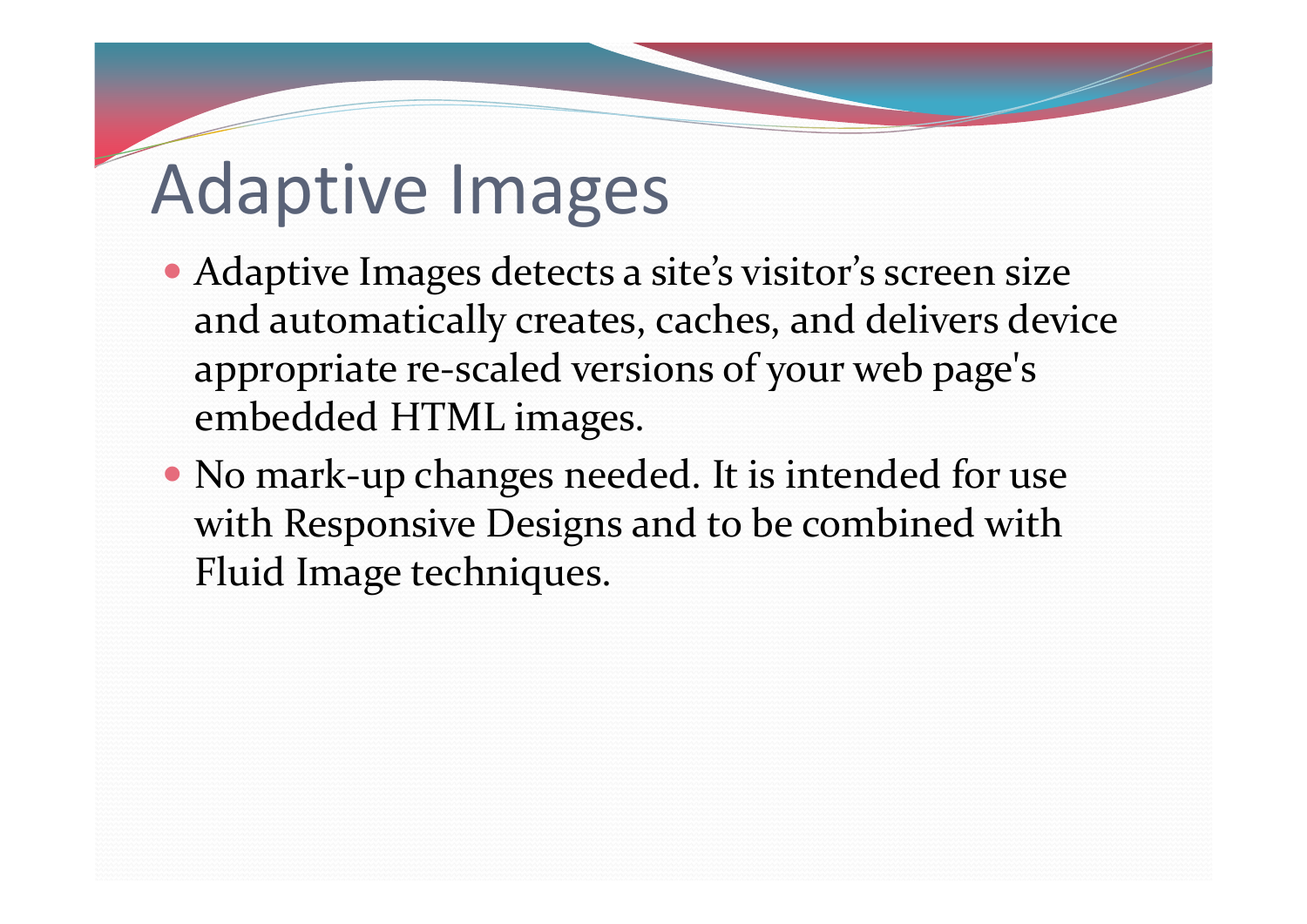# Adaptive Images

- Adaptive Images detects a site's visitor's screen size and automatically creates, caches, and delivers device appropriate re-scaled versions of your web page's embedded HTML images.
- No mark-up changes needed. It is intended for use with Responsive Designs and to be combined with Fluid Image techniques.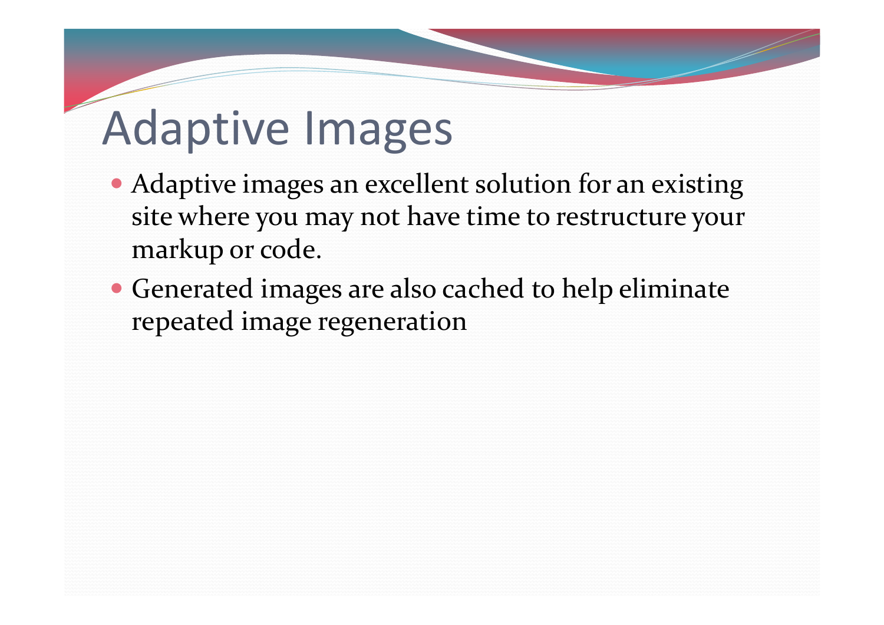# Adaptive Images

- Adaptive images an excellent solution for an existing site where you may not have time to restructure your markup or code.
- Generated images are also cached to help eliminate repeated image regeneration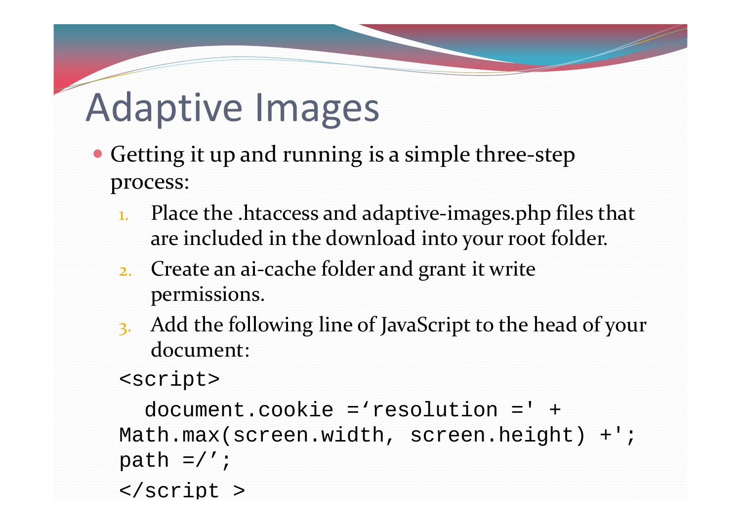# Adaptive Images

- Getting it up and running is a simple three-step process:
  1. Place the .htaccess and adaptive-images.php files that are included in the download into your root folder.
  2. Create an ai-cache folder and grant it write permissions.
  3. Add the following line of JavaScript to the head of your document:

```
<script>
  document.cookie =‘resolution =' +
Math.max(screen.width, screen.height) +';
path =/’;
</script >
```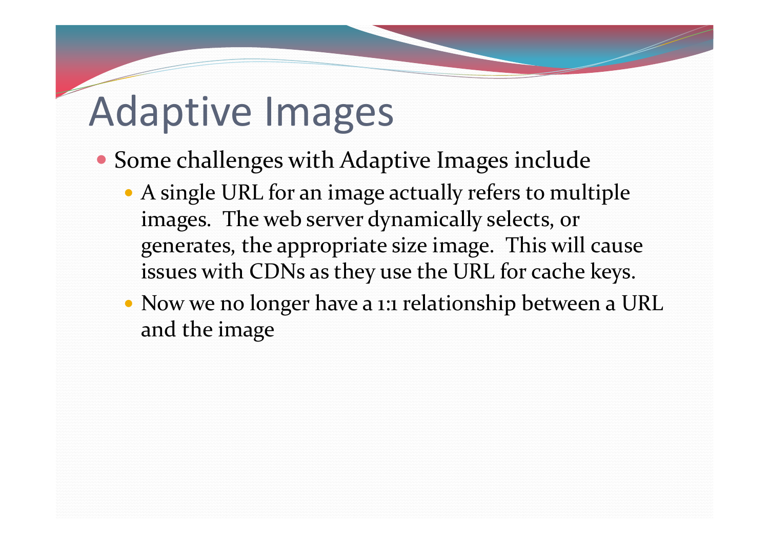# Adaptive Images

- Some challenges with Adaptive Images include
  - A single URL for an image actually refers to multiple images. The web server dynamically selects, or generates, the appropriate size image. This will cause issues with CDNs as they use the URL for cache keys.
  - Now we no longer have a 1:1 relationship between a URL and the image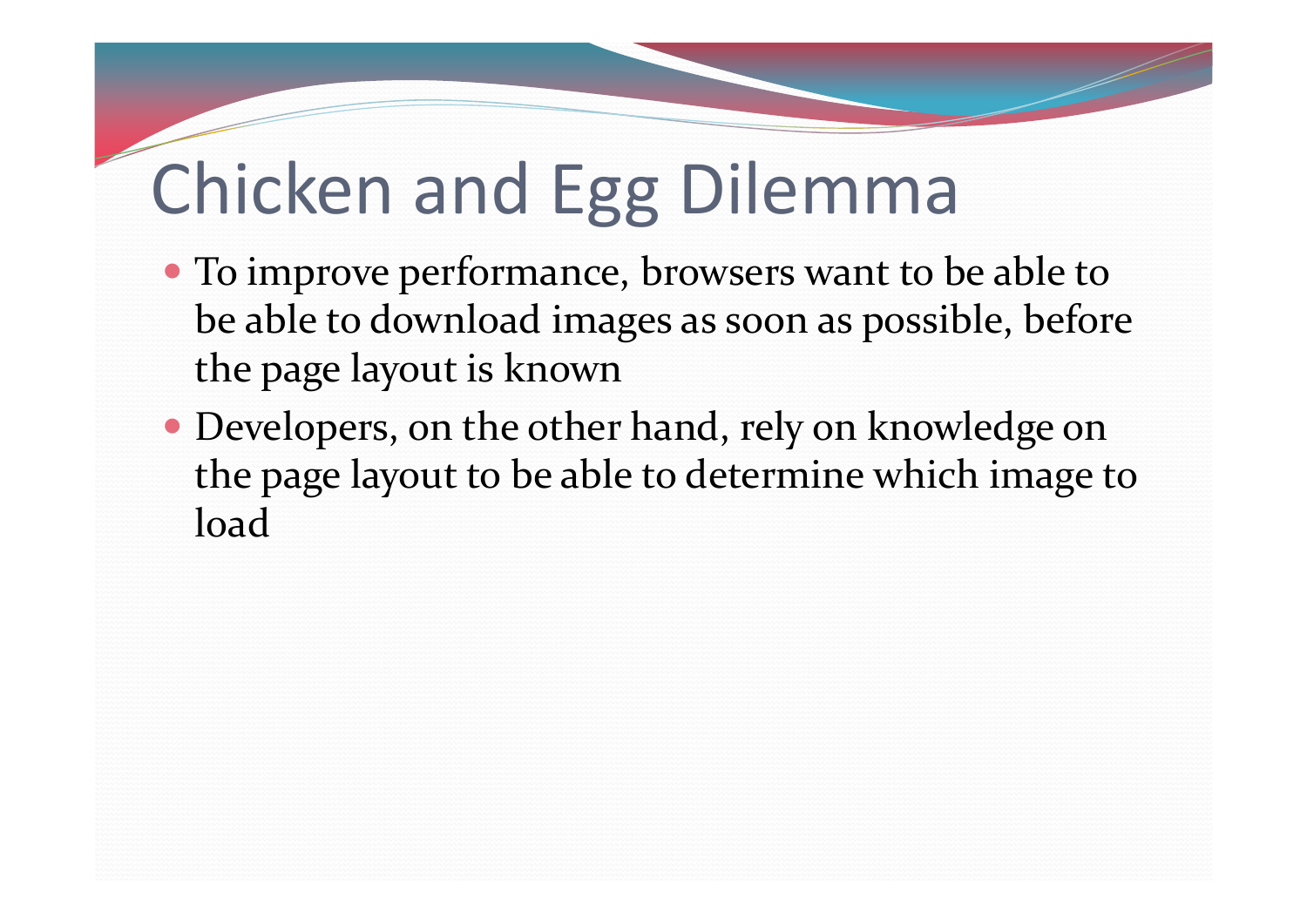# Chicken and Egg Dilemma

- To improve performance, browsers want to be able to be able to download images as soon as possible, before the page layout is known
- Developers, on the other hand, rely on knowledge on the page layout to be able to determine which image to load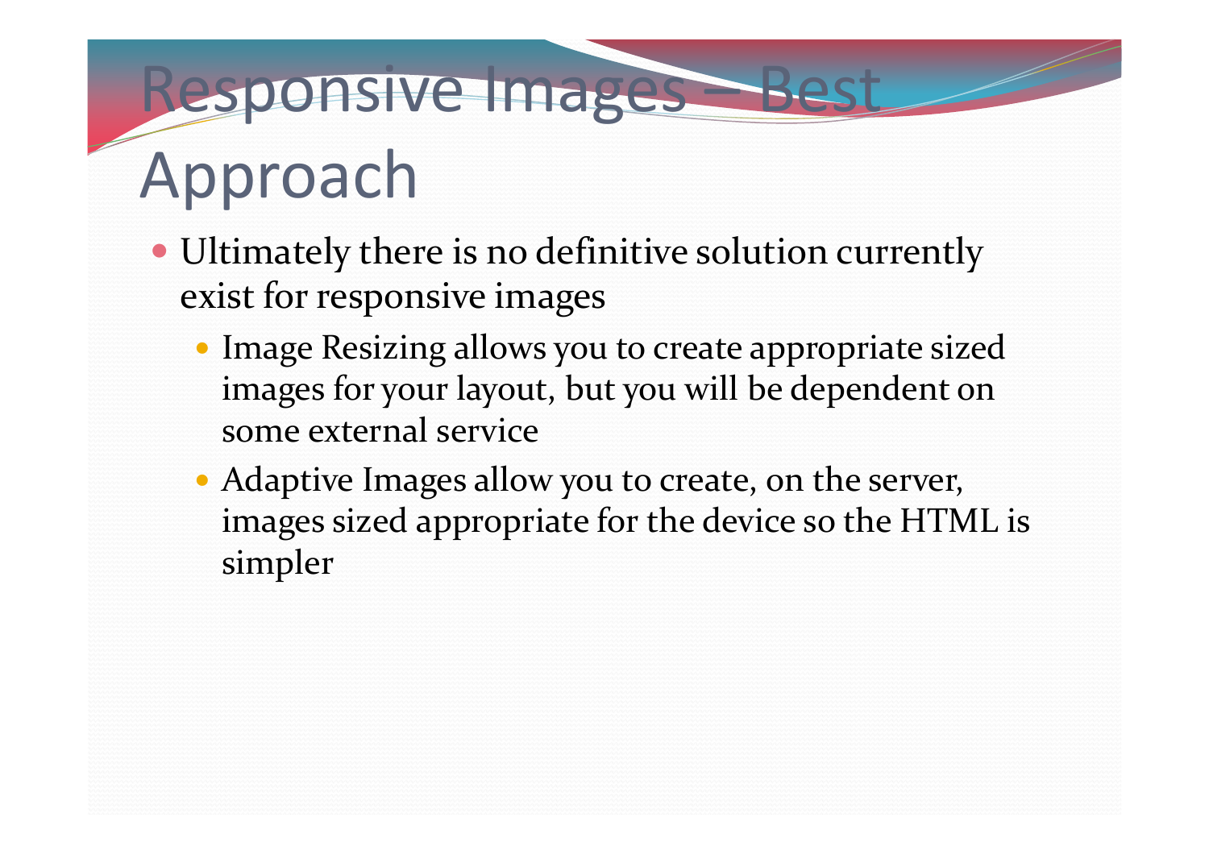# Responsive Images – Best Approach

- Ultimately there is no definitive solution currently exist for responsive images
  - Image Resizing allows you to create appropriate sized images for your layout, but you will be dependent on some external service
  - Adaptive Images allow you to create, on the server, images sized appropriate for the device so the HTML is simpler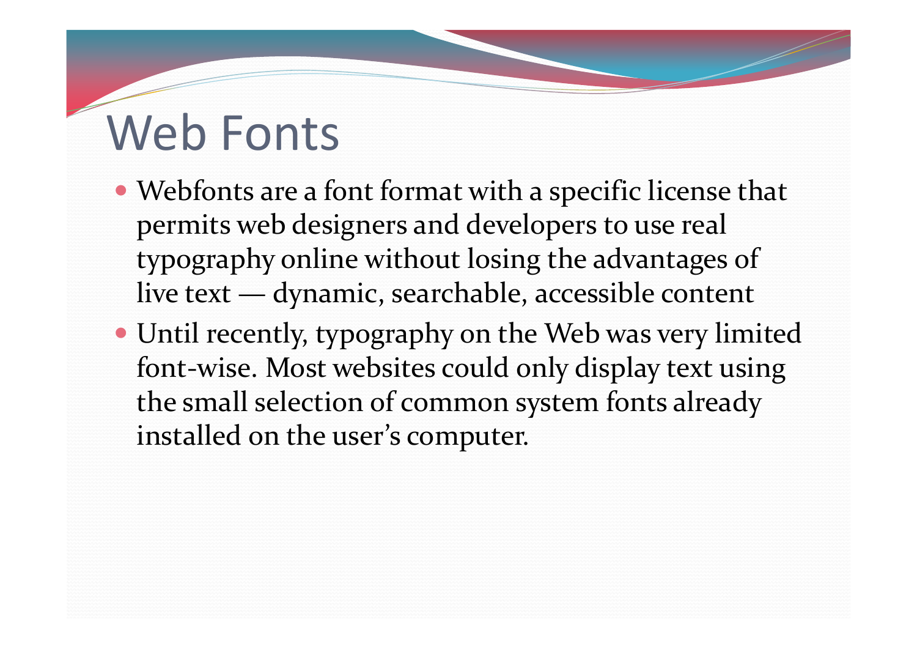# Web Fonts

- Webfonts are a font format with a specific license that permits web designers and developers to use real typography online without losing the advantages of live text — dynamic, searchable, accessible content
- Until recently, typography on the Web was very limited font-wise. Most websites could only display text using the small selection of common system fonts already installed on the user's computer.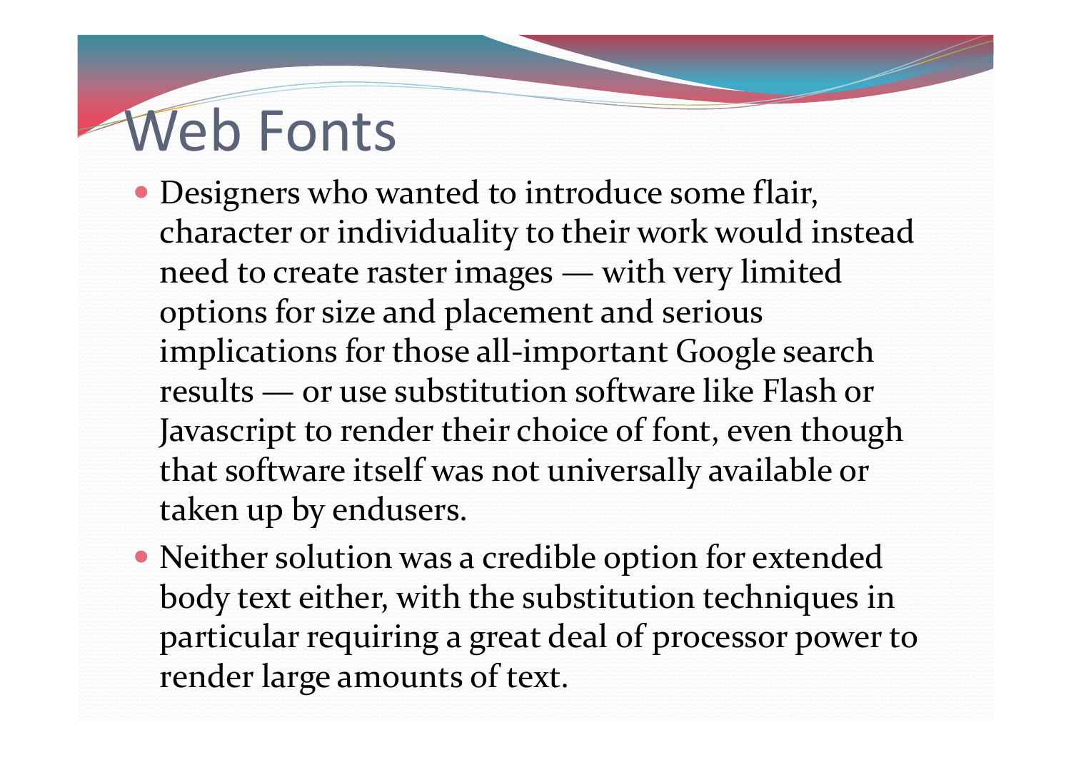# Web Fonts

- Designers who wanted to introduce some flair, character or individuality to their work would instead need to create raster images — with very limited options for size and placement and serious implications for those all-important Google search results — or use substitution software like Flash or Javascript to render their choice of font, even though that software itself was not universally available or taken up by endusers.
- Neither solution was a credible option for extended body text either, with the substitution techniques in particular requiring a great deal of processor power to render large amounts of text.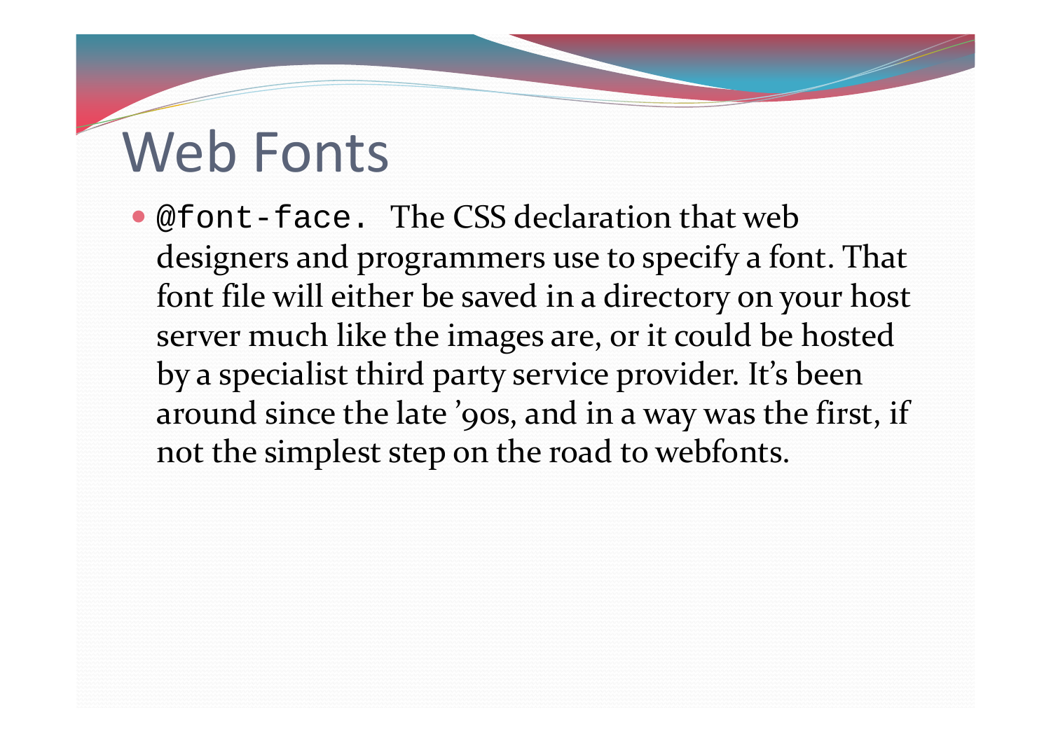# Web Fonts

- `@font-face.` The CSS declaration that web designers and programmers use to specify a font. That font file will either be saved in a directory on your host server much like the images are, or it could be hosted by a specialist third party service provider. It's been around since the late '90s, and in a way was the first, if not the simplest step on the road to webfonts.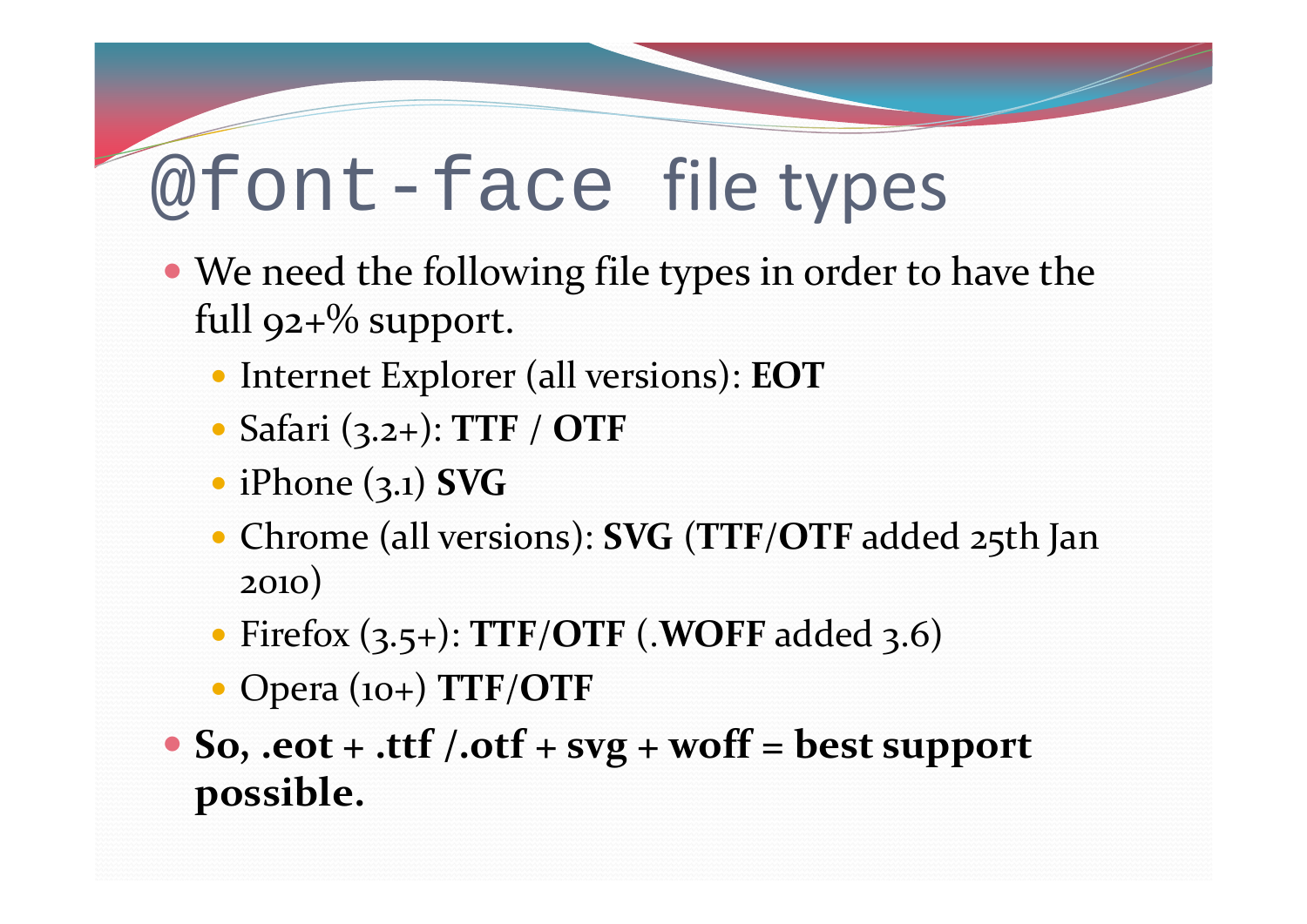# `@font-face` file types

- We need the following file types in order to have the full 92+% support.
  - Internet Explorer (all versions): **EOT**
  - Safari (3.2+): **TTF** / **OTF**
  - iPhone (3.1) **SVG**
  - Chrome (all versions): **SVG** (**TTF**/**OTF** added 25th Jan 2010)
  - Firefox (3.5+): **TTF**/**OTF** (.**WOFF** added 3.6)
  - Opera (10+) **TTF**/**OTF**
- **So, .eot + .ttf /.otf + svg + woff = best support possible.**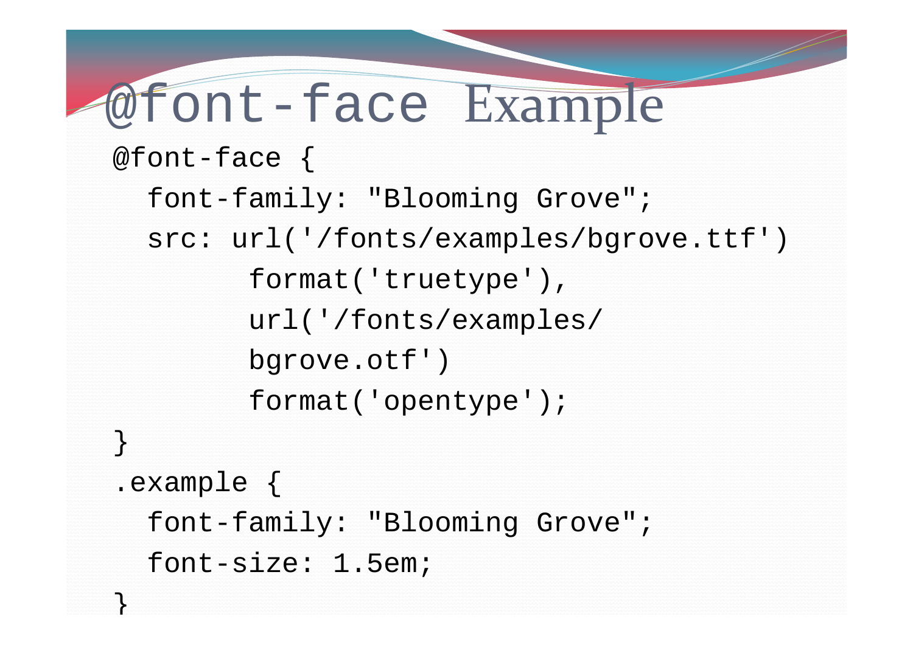# @font-face Example

```
@font-face {
  font-family: "Blooming Grove";
  src: url('/fonts/examples/bgrove.ttf')
        format('truetype'),
        url('/fonts/examples/
        bgrove.otf')
        format('opentype');
}
.example {
  font-family: "Blooming Grove";
  font-size: 1.5em;
}
```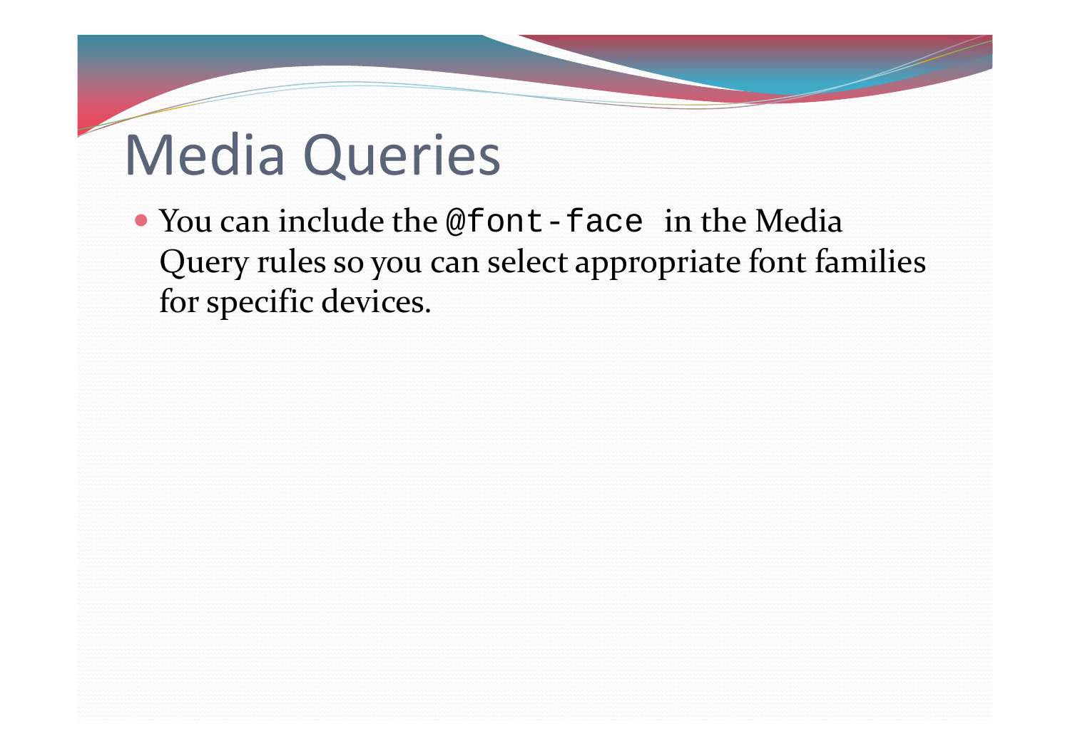# Media Queries

- You can include the `@font-face` in the Media Query rules so you can select appropriate font families for specific devices.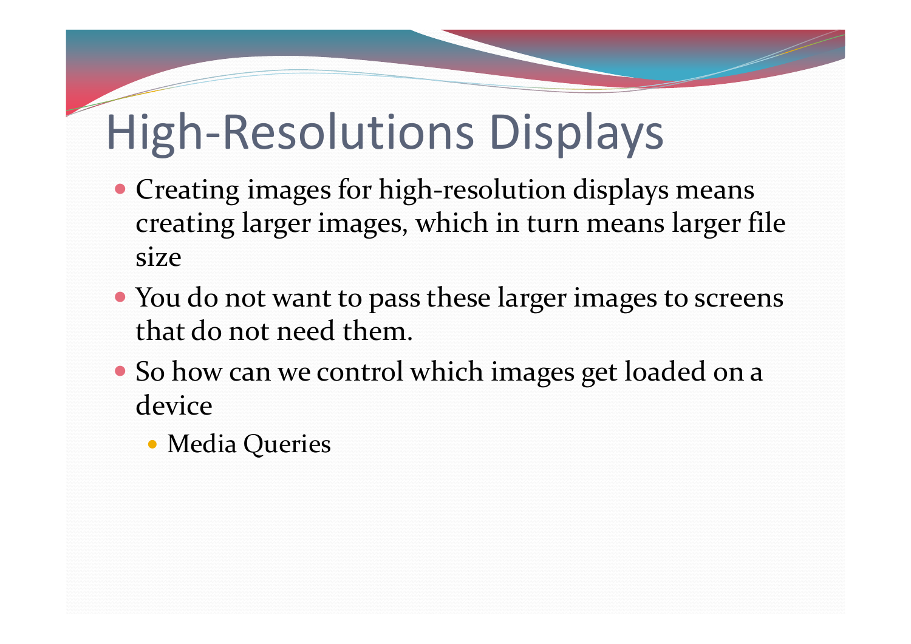# High-Resolutions Displays

- Creating images for high-resolution displays means creating larger images, which in turn means larger file size
- You do not want to pass these larger images to screens that do not need them.
- So how can we control which images get loaded on a device
  - Media Queries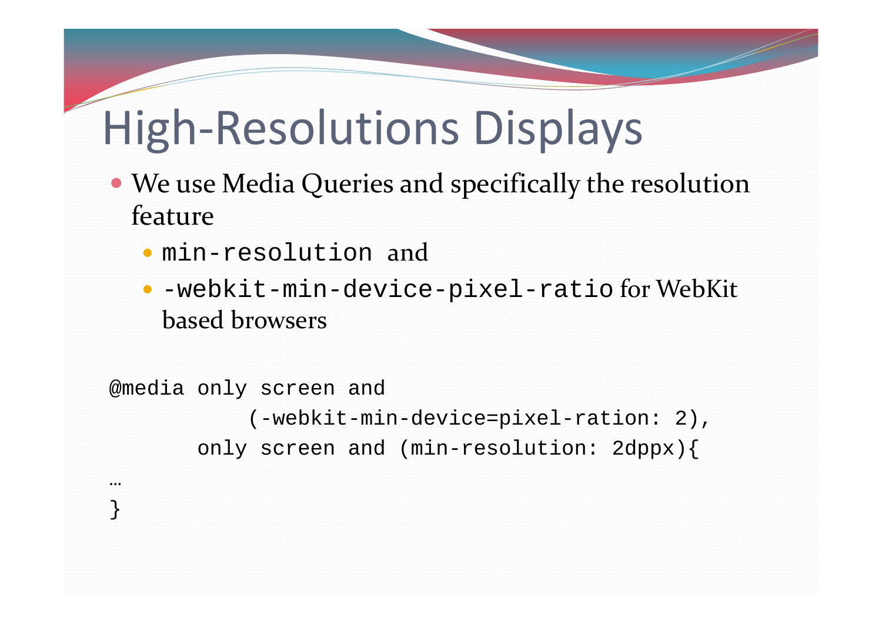# High-Resolutions Displays

- We use Media Queries and specifically the resolution feature
  - `min-resolution` and
  - `-webkit-min-device-pixel-ratio` for WebKit based browsers

```
@media only screen and
           (-webkit-min-device=pixel-ration: 2),
       only screen and (min-resolution: 2dppx){
…
}
```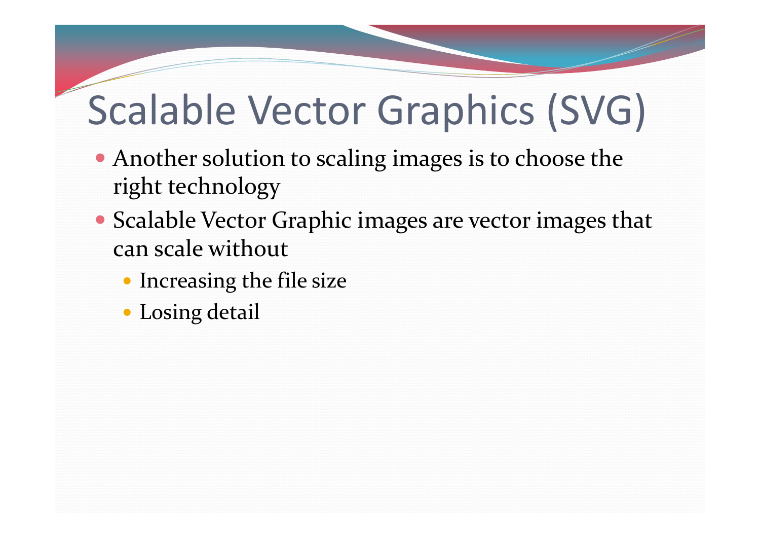# Scalable Vector Graphics (SVG)

- Another solution to scaling images is to choose the right technology
- Scalable Vector Graphic images are vector images that can scale without
  - Increasing the file size
  - Losing detail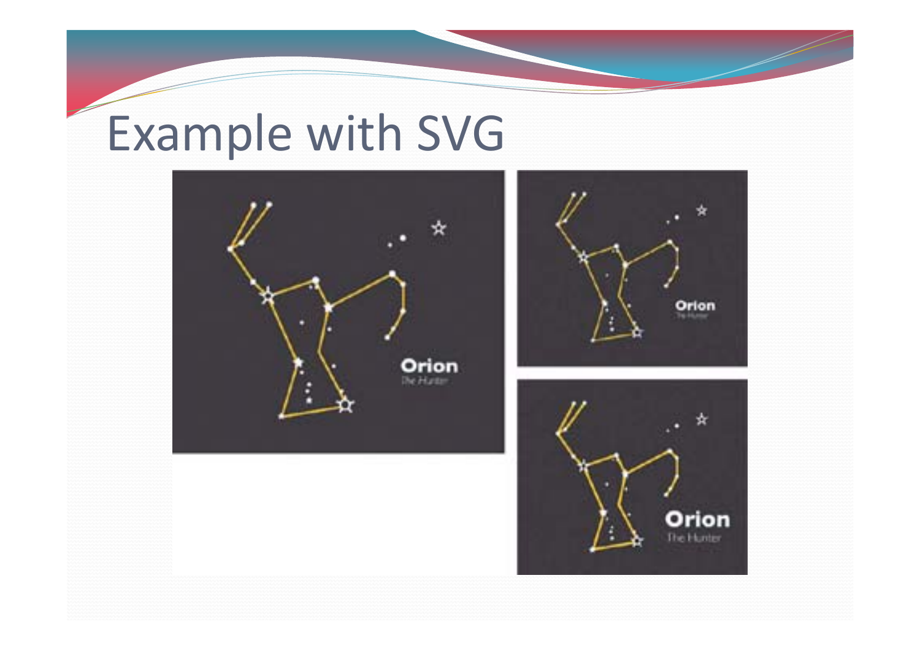# Example with SVG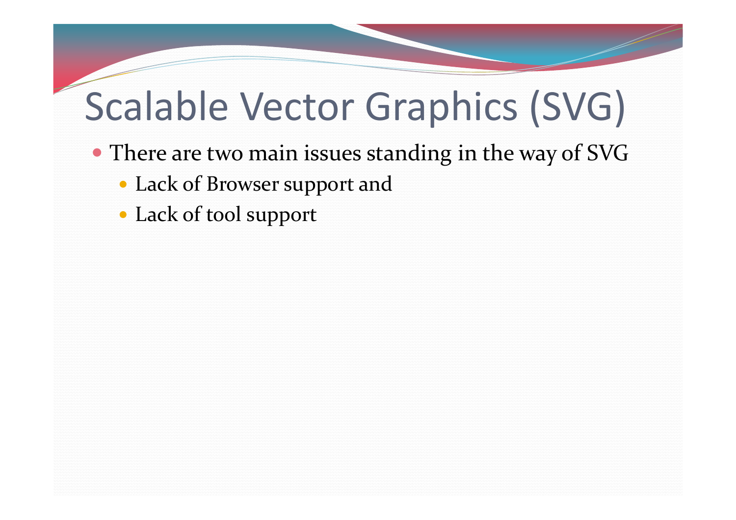# Scalable Vector Graphics (SVG)

- There are two main issues standing in the way of SVG
  - Lack of Browser support and
  - Lack of tool support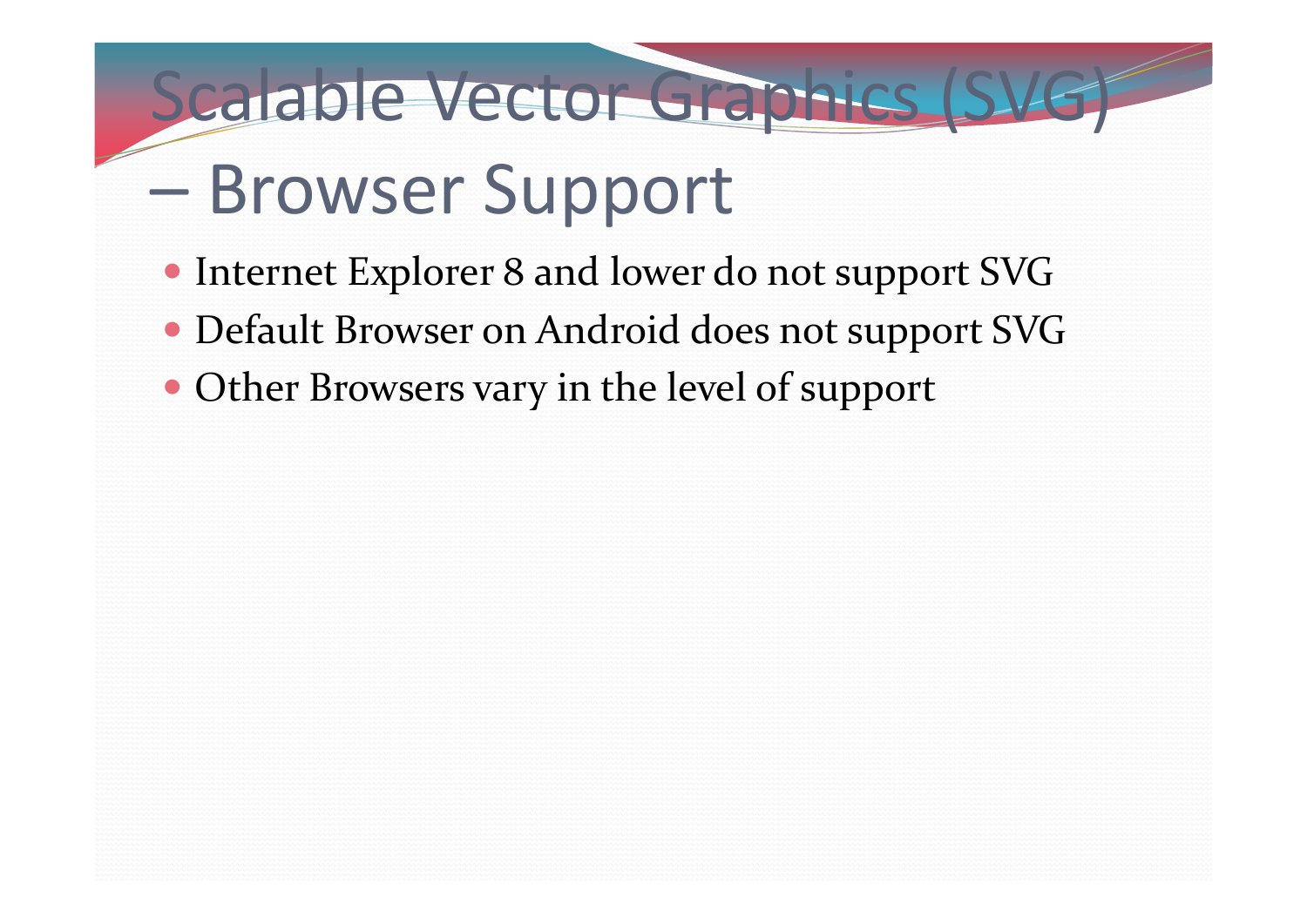# Scalable Vector Graphics (SVG) – Browser Support

- Internet Explorer 8 and lower do not support SVG
- Default Browser on Android does not support SVG
- Other Browsers vary in the level of support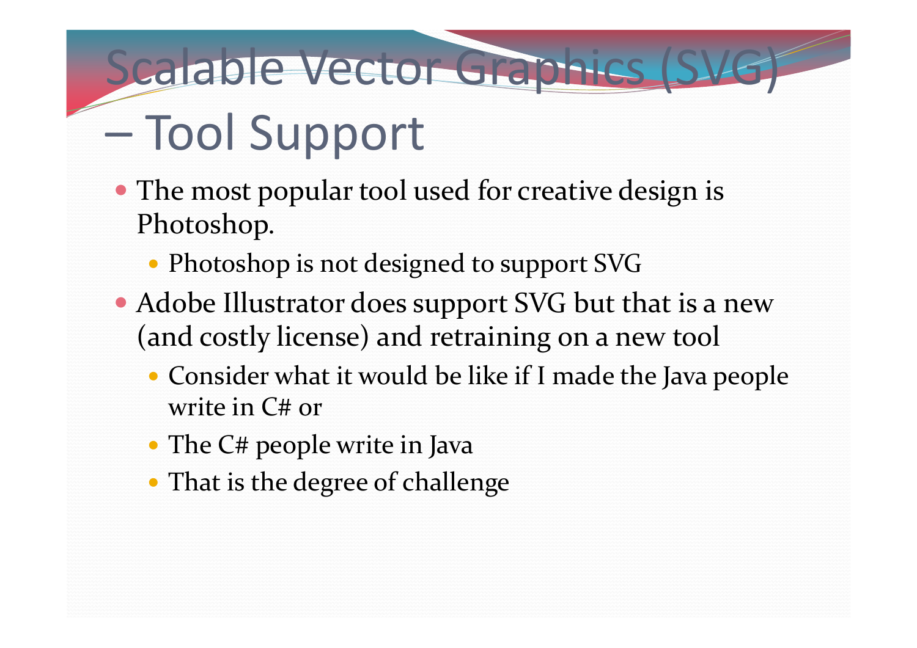# Scalable Vector Graphics (SVG) – Tool Support

- The most popular tool used for creative design is Photoshop.
  - Photoshop is not designed to support SVG
- Adobe Illustrator does support SVG but that is a new (and costly license) and retraining on a new tool
  - Consider what it would be like if I made the Java people write in C# or
  - The C# people write in Java
  - That is the degree of challenge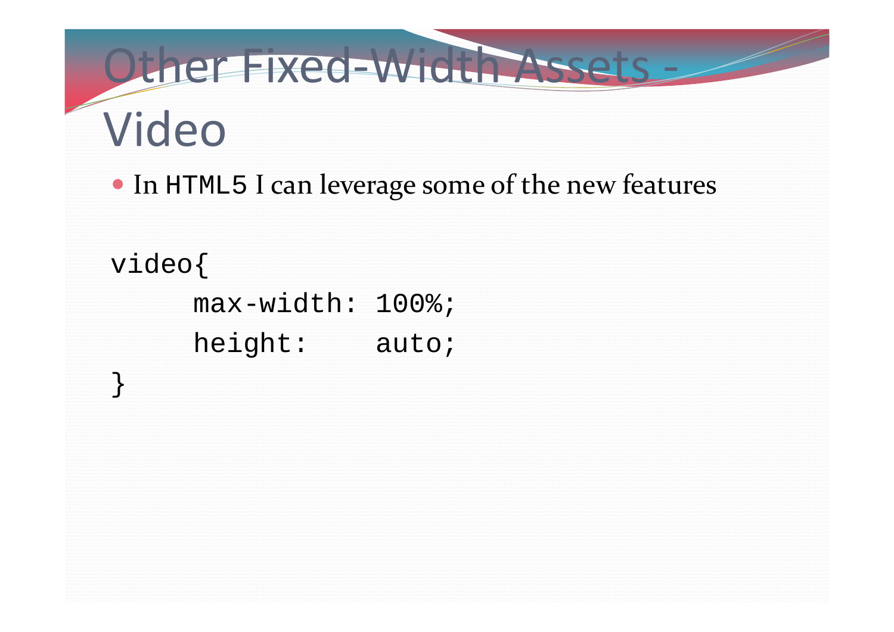# Other Fixed-Width Assets - Video

- In HTML5 I can leverage some of the new features

```
video{
     max-width: 100%;
     height:    auto;
}
```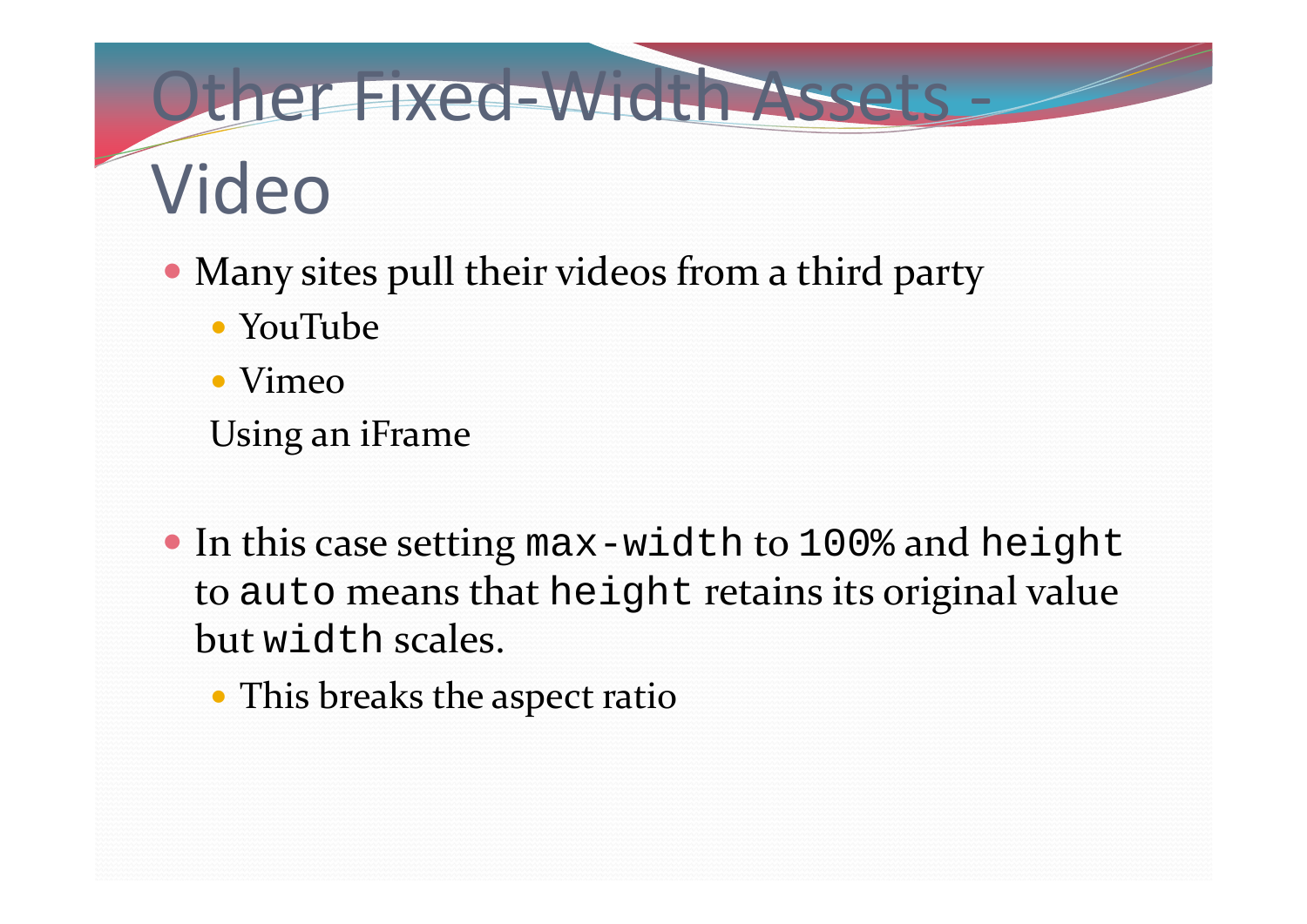# Other Fixed-Width Assets - Video

- Many sites pull their videos from a third party
  - YouTube
  - Vimeo

  Using an iFrame

- In this case setting `max-width` to `100%` and `height` to `auto` means that `height` retains its original value but `width` scales.
  - This breaks the aspect ratio